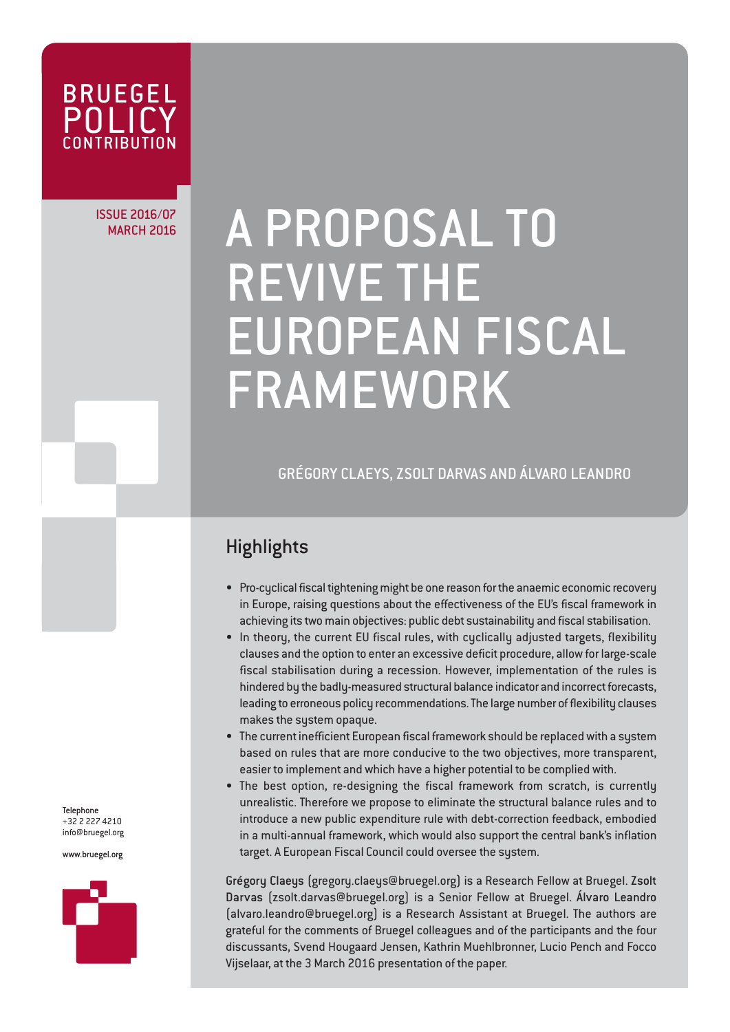BRUEGEL POLICY CONTRIBUTION

ISSUE 2016/07
MARCH 2016

# A PROPOSAL TO REVIVE THE EUROPEAN FISCAL FRAMEWORK

GRÉGORY CLAEYS, ZSOLT DARVAS AND ÁLVARO LEANDRO

## Highlights

- Pro-cyclical fiscal tightening might be one reason for the anaemic economic recovery in Europe, raising questions about the effectiveness of the EU's fiscal framework in achieving its two main objectives: public debt sustainability and fiscal stabilisation.
- In theory, the current EU fiscal rules, with cyclically adjusted targets, flexibility clauses and the option to enter an excessive deficit procedure, allow for large-scale fiscal stabilisation during a recession. However, implementation of the rules is hindered by the badly-measured structural balance indicator and incorrect forecasts, leading to erroneous policy recommendations. The large number of flexibility clauses makes the system opaque.
- The current inefficient European fiscal framework should be replaced with a system based on rules that are more conducive to the two objectives, more transparent, easier to implement and which have a higher potential to be complied with.
- The best option, re-designing the fiscal framework from scratch, is currently unrealistic. Therefore we propose to eliminate the structural balance rules and to introduce a new public expenditure rule with debt-correction feedback, embodied in a multi-annual framework, which would also support the central bank's inflation target. A European Fiscal Council could oversee the system.

**Grégory Claeys** (gregory.claeys@bruegel.org) is a Research Fellow at Bruegel. **Zsolt Darvas** (zsolt.darvas@bruegel.org) is a Senior Fellow at Bruegel. **Álvaro Leandro** (alvaro.leandro@bruegel.org) is a Research Assistant at Bruegel. The authors are grateful for the comments of Bruegel colleagues and of the participants and the four discussants, Svend Hougaard Jensen, Kathrin Muehlbronner, Lucio Pench and Focco Vijselaar, at the 3 March 2016 presentation of the paper.

Telephone
+32 2 227 4210
info@bruegel.org

www.bruegel.org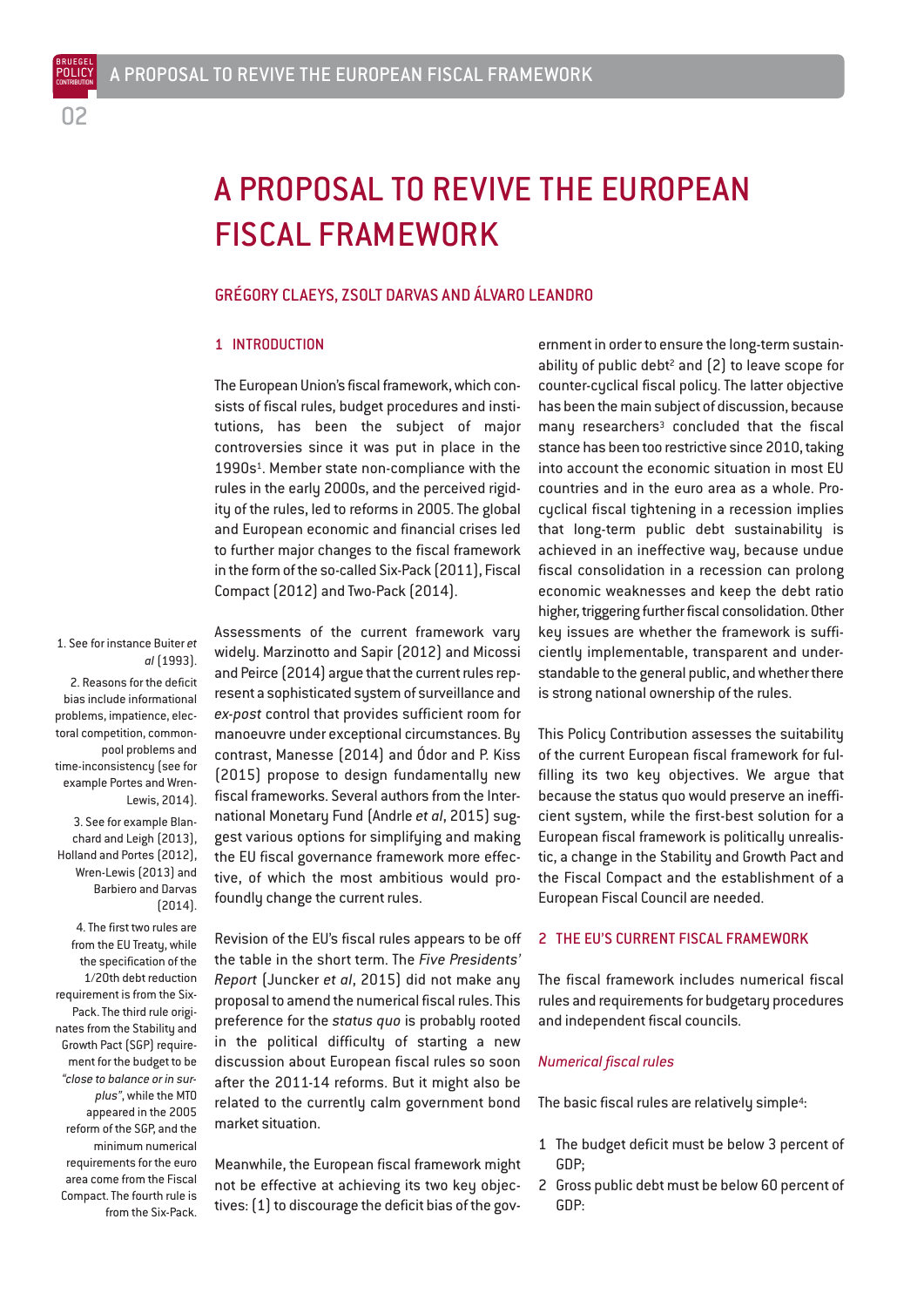# A PROPOSAL TO REVIVE THE EUROPEAN FISCAL FRAMEWORK

GRÉGORY CLAEYS, ZSOLT DARVAS AND ÁLVARO LEANDRO

## 1 INTRODUCTION

The European Union's fiscal framework, which consists of fiscal rules, budget procedures and institutions, has been the subject of major controversies since it was put in place in the 1990s[1]. Member state non-compliance with the rules in the early 2000s, and the perceived rigidity of the rules, led to reforms in 2005. The global and European economic and financial crises led to further major changes to the fiscal framework in the form of the so-called Six-Pack (2011), Fiscal Compact (2012) and Two-Pack (2014).

Assessments of the current framework vary widely. Marzinotto and Sapir (2012) and Micossi and Peirce (2014) argue that the current rules represent a sophisticated system of surveillance and *ex-post* control that provides sufficient room for manoeuvre under exceptional circumstances. By contrast, Manesse (2014) and Ódor and P. Kiss (2015) propose to design fundamentally new fiscal frameworks. Several authors from the International Monetary Fund (Andrle *et al*, 2015) suggest various options for simplifying and making the EU fiscal governance framework more effective, of which the most ambitious would profoundly change the current rules.

Revision of the EU's fiscal rules appears to be off the table in the short term. The *Five Presidents' Report* (Juncker *et al*, 2015) did not make any proposal to amend the numerical fiscal rules. This preference for the *status quo* is probably rooted in the political difficulty of starting a new discussion about European fiscal rules so soon after the 2011-14 reforms. But it might also be related to the currently calm government bond market situation.

Meanwhile, the European fiscal framework might not be effective at achieving its two key objectives: (1) to discourage the deficit bias of the government in order to ensure the long-term sustainability of public debt[2] and (2) to leave scope for counter-cyclical fiscal policy. The latter objective has been the main subject of discussion, because many researchers[3] concluded that the fiscal stance has been too restrictive since 2010, taking into account the economic situation in most EU countries and in the euro area as a whole. Pro-cyclical fiscal tightening in a recession implies that long-term public debt sustainability is achieved in an ineffective way, because undue fiscal consolidation in a recession can prolong economic weaknesses and keep the debt ratio higher, triggering further fiscal consolidation. Other key issues are whether the framework is sufficiently implementable, transparent and understandable to the general public, and whether there is strong national ownership of the rules.

This Policy Contribution assesses the suitability of the current European fiscal framework for fulfilling its two key objectives. We argue that because the status quo would preserve an inefficient system, while the first-best solution for a European fiscal framework is politically unrealistic, a change in the Stability and Growth Pact and the Fiscal Compact and the establishment of a European Fiscal Council are needed.

## 2 THE EU'S CURRENT FISCAL FRAMEWORK

The fiscal framework includes numerical fiscal rules and requirements for budgetary procedures and independent fiscal councils.

### *Numerical fiscal rules*

The basic fiscal rules are relatively simple[4]:

1. The budget deficit must be below 3 percent of GDP;
2. Gross public debt must be below 60 percent of GDP:

---

1. See for instance Buiter *et al* (1993).

2. Reasons for the deficit bias include informational problems, impatience, electoral competition, common-pool problems and time-inconsistency (see for example Portes and Wren-Lewis, 2014).

3. See for example Blanchard and Leigh (2013), Holland and Portes (2012), Wren-Lewis (2013) and Barbiero and Darvas (2014).

4. The first two rules are from the EU Treaty, while the specification of the 1/20th debt reduction requirement is from the Six-Pack. The third rule originates from the Stability and Growth Pact (SGP) requirement for the budget to be *"close to balance or in surplus"*, while the MTO appeared in the 2005 reform of the SGP, and the minimum numerical requirements for the euro area come from the Fiscal Compact. The fourth rule is from the Six-Pack.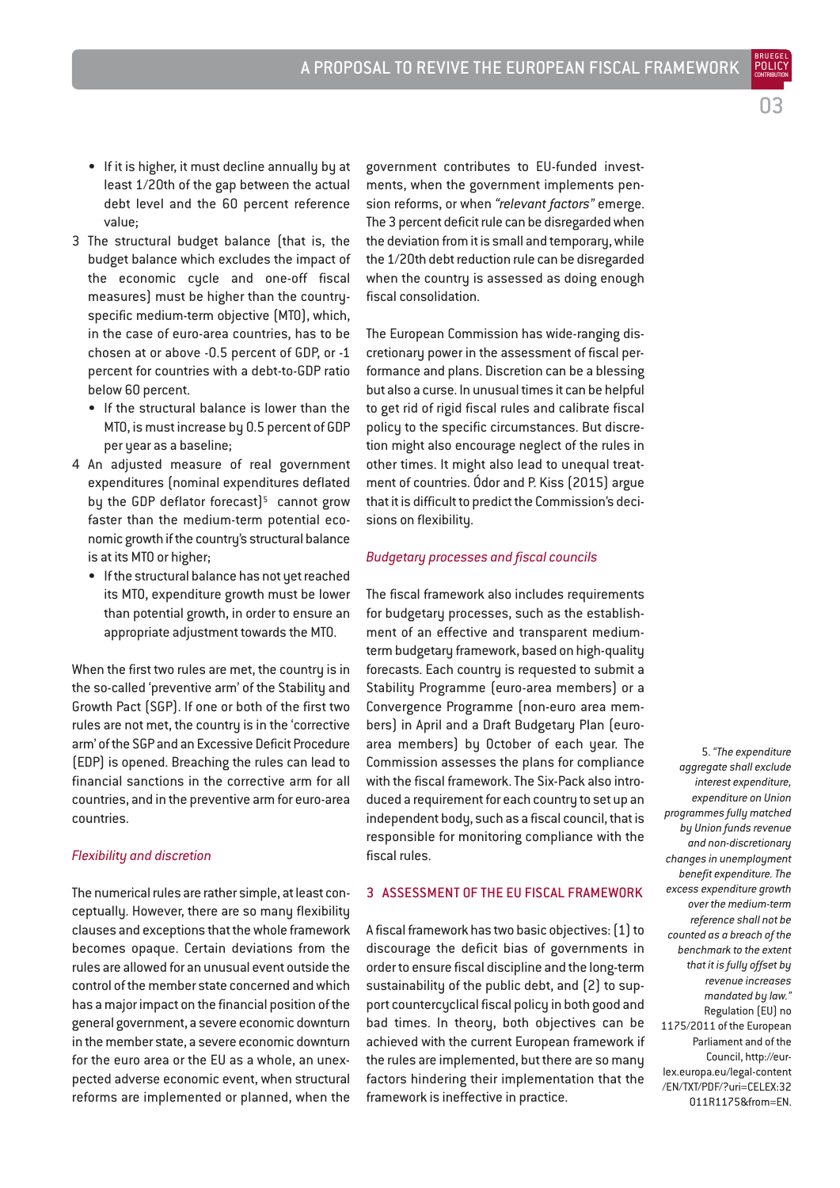- If it is higher, it must decline annually by at least 1/20th of the gap between the actual debt level and the 60 percent reference value;

3 The structural budget balance (that is, the budget balance which excludes the impact of the economic cycle and one-off fiscal measures) must be higher than the country-specific medium-term objective (MTO), which, in the case of euro-area countries, has to be chosen at or above -0.5 percent of GDP, or -1 percent for countries with a debt-to-GDP ratio below 60 percent.
   - If the structural balance is lower than the MTO, is must increase by 0.5 percent of GDP per year as a baseline;

4 An adjusted measure of real government expenditures (nominal expenditures deflated by the GDP deflator forecast)[5] cannot grow faster than the medium-term potential economic growth if the country's structural balance is at its MTO or higher;
   - If the structural balance has not yet reached its MTO, expenditure growth must be lower than potential growth, in order to ensure an appropriate adjustment towards the MTO.

When the first two rules are met, the country is in the so-called 'preventive arm' of the Stability and Growth Pact (SGP). If one or both of the first two rules are not met, the country is in the 'corrective arm' of the SGP and an Excessive Deficit Procedure (EDP) is opened. Breaching the rules can lead to financial sanctions in the corrective arm for all countries, and in the preventive arm for euro-area countries.

*Flexibility and discretion*

The numerical rules are rather simple, at least conceptually. However, there are so many flexibility clauses and exceptions that the whole framework becomes opaque. Certain deviations from the rules are allowed for an unusual event outside the control of the member state concerned and which has a major impact on the financial position of the general government, a severe economic downturn in the member state, a severe economic downturn for the euro area or the EU as a whole, an unexpected adverse economic event, when structural reforms are implemented or planned, when the government contributes to EU-funded investments, when the government implements pension reforms, or when *"relevant factors"* emerge. The 3 percent deficit rule can be disregarded when the deviation from it is small and temporary, while the 1/20th debt reduction rule can be disregarded when the country is assessed as doing enough fiscal consolidation.

The European Commission has wide-ranging discretionary power in the assessment of fiscal performance and plans. Discretion can be a blessing but also a curse. In unusual times it can be helpful to get rid of rigid fiscal rules and calibrate fiscal policy to the specific circumstances. But discretion might also encourage neglect of the rules in other times. It might also lead to unequal treatment of countries. Ódor and P. Kiss (2015) argue that it is difficult to predict the Commission's decisions on flexibility.

*Budgetary processes and fiscal councils*

The fiscal framework also includes requirements for budgetary processes, such as the establishment of an effective and transparent medium-term budgetary framework, based on high-quality forecasts. Each country is requested to submit a Stability Programme (euro-area members) or a Convergence Programme (non-euro area members) in April and a Draft Budgetary Plan (euro-area members) by October of each year. The Commission assesses the plans for compliance with the fiscal framework. The Six-Pack also introduced a requirement for each country to set up an independent body, such as a fiscal council, that is responsible for monitoring compliance with the fiscal rules.

## 3 ASSESSMENT OF THE EU FISCAL FRAMEWORK

A fiscal framework has two basic objectives: (1) to discourage the deficit bias of governments in order to ensure fiscal discipline and the long-term sustainability of the public debt, and (2) to support countercyclical fiscal policy in both good and bad times. In theory, both objectives can be achieved with the current European framework if the rules are implemented, but there are so many factors hindering their implementation that the framework is ineffective in practice.

5. *"The expenditure aggregate shall exclude interest expenditure, expenditure on Union programmes fully matched by Union funds revenue and non-discretionary changes in unemployment benefit expenditure. The excess expenditure growth over the medium-term reference shall not be counted as a breach of the benchmark to the extent that it is fully offset by revenue increases mandated by law."* Regulation (EU) no 1175/2011 of the European Parliament and of the Council, http://eur-lex.europa.eu/legal-content/EN/TXT/PDF/?uri=CELEX:32011R1175&from=EN.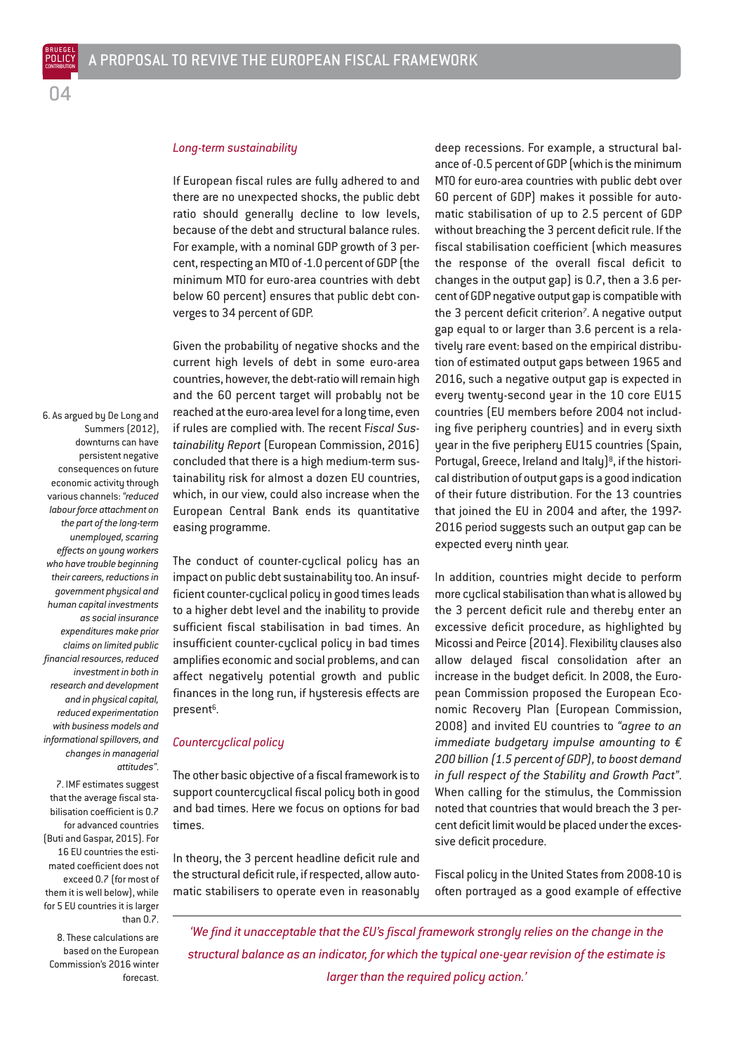### *Long-term sustainability*

If European fiscal rules are fully adhered to and there are no unexpected shocks, the public debt ratio should generally decline to low levels, because of the debt and structural balance rules. For example, with a nominal GDP growth of 3 percent, respecting an MTO of -1.0 percent of GDP (the minimum MTO for euro-area countries with debt below 60 percent) ensures that public debt converges to 34 percent of GDP.

Given the probability of negative shocks and the current high levels of debt in some euro-area countries, however, the debt-ratio will remain high and the 60 percent target will probably not be reached at the euro-area level for a long time, even if rules are complied with. The recent *Fiscal Sustainability Report* (European Commission, 2016) concluded that there is a high medium-term sustainability risk for almost a dozen EU countries, which, in our view, could also increase when the European Central Bank ends its quantitative easing programme.

The conduct of counter-cyclical policy has an impact on public debt sustainability too. An insufficient counter-cyclical policy in good times leads to a higher debt level and the inability to provide sufficient fiscal stabilisation in bad times. An insufficient counter-cyclical policy in bad times amplifies economic and social problems, and can affect negatively potential growth and public finances in the long run, if hysteresis effects are present[6].

### *Countercyclical policy*

The other basic objective of a fiscal framework is to support countercyclical fiscal policy both in good and bad times. Here we focus on options for bad times.

In theory, the 3 percent headline deficit rule and the structural deficit rule, if respected, allow automatic stabilisers to operate even in reasonably deep recessions. For example, a structural balance of -0.5 percent of GDP (which is the minimum MTO for euro-area countries with public debt over 60 percent of GDP) makes it possible for automatic stabilisation of up to 2.5 percent of GDP without breaching the 3 percent deficit rule. If the fiscal stabilisation coefficient (which measures the response of the overall fiscal deficit to changes in the output gap) is 0.7, then a 3.6 percent of GDP negative output gap is compatible with the 3 percent deficit criterion[7]. A negative output gap equal to or larger than 3.6 percent is a relatively rare event: based on the empirical distribution of estimated output gaps between 1965 and 2016, such a negative output gap is expected in every twenty-second year in the 10 core EU15 countries (EU members before 2004 not including five periphery countries) and in every sixth year in the five periphery EU15 countries (Spain, Portugal, Greece, Ireland and Italy)[8], if the historical distribution of output gaps is a good indication of their future distribution. For the 13 countries that joined the EU in 2004 and after, the 1997-2016 period suggests such an output gap can be expected every ninth year.

In addition, countries might decide to perform more cyclical stabilisation than what is allowed by the 3 percent deficit rule and thereby enter an excessive deficit procedure, as highlighted by Micossi and Peirce (2014). Flexibility clauses also allow delayed fiscal consolidation after an increase in the budget deficit. In 2008, the European Commission proposed the European Economic Recovery Plan (European Commission, 2008) and invited EU countries to *"agree to an immediate budgetary impulse amounting to € 200 billion (1.5 percent of GDP), to boost demand in full respect of the Stability and Growth Pact"*. When calling for the stimulus, the Commission noted that countries that would breach the 3 percent deficit limit would be placed under the excessive deficit procedure.

Fiscal policy in the United States from 2008-10 is often portrayed as a good example of effective

*'We find it unacceptable that the EU's fiscal framework strongly relies on the change in the structural balance as an indicator, for which the typical one-year revision of the estimate is larger than the required policy action.'*

6. As argued by De Long and Summers (2012), downturns can have persistent negative consequences on future economic activity through various channels: *"reduced labour force attachment on the part of the long-term unemployed, scarring effects on young workers who have trouble beginning their careers, reductions in government physical and human capital investments as social insurance expenditures make prior claims on limited public financial resources, reduced investment in both in research and development and in physical capital, reduced experimentation with business models and informational spillovers, and changes in managerial attitudes"*.

7. IMF estimates suggest that the average fiscal stabilisation coefficient is 0.7 for advanced countries (Buti and Gaspar, 2015). For 16 EU countries the estimated coefficient does not exceed 0.7 (for most of them it is well below), while for 5 EU countries it is larger than 0.7.

8. These calculations are based on the European Commission's 2016 winter forecast.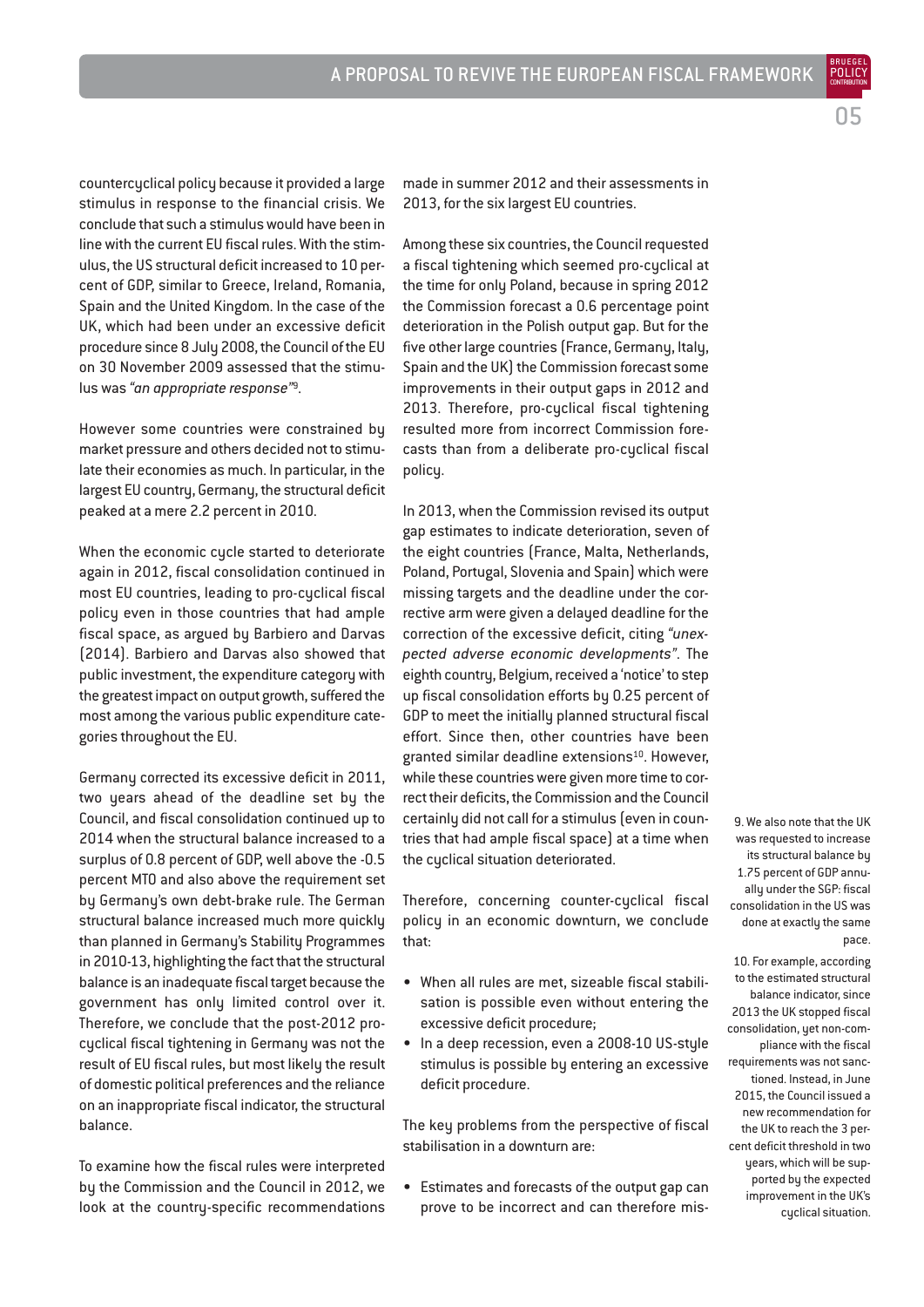countercyclical policy because it provided a large stimulus in response to the financial crisis. We conclude that such a stimulus would have been in line with the current EU fiscal rules. With the stimulus, the US structural deficit increased to 10 percent of GDP, similar to Greece, Ireland, Romania, Spain and the United Kingdom. In the case of the UK, which had been under an excessive deficit procedure since 8 July 2008, the Council of the EU on 30 November 2009 assessed that the stimulus was *"an appropriate response"*[9].

However some countries were constrained by market pressure and others decided not to stimulate their economies as much. In particular, in the largest EU country, Germany, the structural deficit peaked at a mere 2.2 percent in 2010.

When the economic cycle started to deteriorate again in 2012, fiscal consolidation continued in most EU countries, leading to pro-cyclical fiscal policy even in those countries that had ample fiscal space, as argued by Barbiero and Darvas (2014). Barbiero and Darvas also showed that public investment, the expenditure category with the greatest impact on output growth, suffered the most among the various public expenditure categories throughout the EU.

Germany corrected its excessive deficit in 2011, two years ahead of the deadline set by the Council, and fiscal consolidation continued up to 2014 when the structural balance increased to a surplus of 0.8 percent of GDP, well above the -0.5 percent MTO and also above the requirement set by Germany's own debt-brake rule. The German structural balance increased much more quickly than planned in Germany's Stability Programmes in 2010-13, highlighting the fact that the structural balance is an inadequate fiscal target because the government has only limited control over it. Therefore, we conclude that the post-2012 pro-cyclical fiscal tightening in Germany was not the result of EU fiscal rules, but most likely the result of domestic political preferences and the reliance on an inappropriate fiscal indicator, the structural balance.

To examine how the fiscal rules were interpreted by the Commission and the Council in 2012, we look at the country-specific recommendations made in summer 2012 and their assessments in 2013, for the six largest EU countries.

Among these six countries, the Council requested a fiscal tightening which seemed pro-cyclical at the time for only Poland, because in spring 2012 the Commission forecast a 0.6 percentage point deterioration in the Polish output gap. But for the five other large countries (France, Germany, Italy, Spain and the UK) the Commission forecast some improvements in their output gaps in 2012 and 2013. Therefore, pro-cyclical fiscal tightening resulted more from incorrect Commission forecasts than from a deliberate pro-cyclical fiscal policy.

In 2013, when the Commission revised its output gap estimates to indicate deterioration, seven of the eight countries (France, Malta, Netherlands, Poland, Portugal, Slovenia and Spain) which were missing targets and the deadline under the corrective arm were given a delayed deadline for the correction of the excessive deficit, citing *"unexpected adverse economic developments"*. The eighth country, Belgium, received a 'notice' to step up fiscal consolidation efforts by 0.25 percent of GDP to meet the initially planned structural fiscal effort. Since then, other countries have been granted similar deadline extensions[10]. However, while these countries were given more time to correct their deficits, the Commission and the Council certainly did not call for a stimulus (even in countries that had ample fiscal space) at a time when the cyclical situation deteriorated.

Therefore, concerning counter-cyclical fiscal policy in an economic downturn, we conclude that:

- When all rules are met, sizeable fiscal stabilisation is possible even without entering the excessive deficit procedure;
- In a deep recession, even a 2008-10 US-style stimulus is possible by entering an excessive deficit procedure.

The key problems from the perspective of fiscal stabilisation in a downturn are:

- Estimates and forecasts of the output gap can prove to be incorrect and can therefore mis-

9. We also note that the UK was requested to increase its structural balance by 1.75 percent of GDP annually under the SGP: fiscal consolidation in the US was done at exactly the same pace.

10. For example, according to the estimated structural balance indicator, since 2013 the UK stopped fiscal consolidation, yet non-compliance with the fiscal requirements was not sanctioned. Instead, in June 2015, the Council issued a new recommendation for the UK to reach the 3 percent deficit threshold in two years, which will be supported by the expected improvement in the UK's cyclical situation.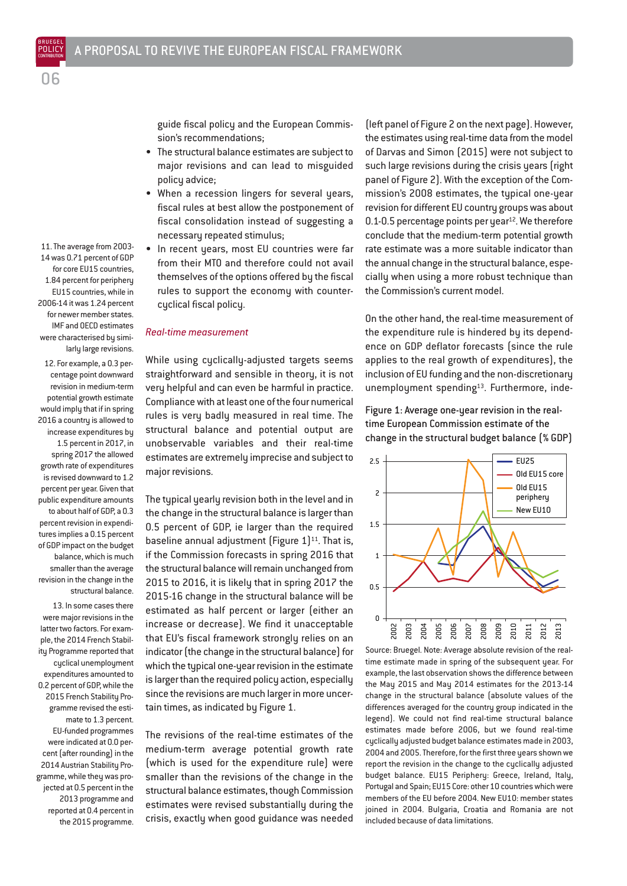guide fiscal policy and the European Commission's recommendations;

- The structural balance estimates are subject to major revisions and can lead to misguided policy advice;
- When a recession lingers for several years, fiscal rules at best allow the postponement of fiscal consolidation instead of suggesting a necessary repeated stimulus;
- In recent years, most EU countries were far from their MTO and therefore could not avail themselves of the options offered by the fiscal rules to support the economy with countercyclical fiscal policy.

### *Real-time measurement*

While using cyclically-adjusted targets seems straightforward and sensible in theory, it is not very helpful and can even be harmful in practice. Compliance with at least one of the four numerical rules is very badly measured in real time. The structural balance and potential output are unobservable variables and their real-time estimates are extremely imprecise and subject to major revisions.

The typical yearly revision both in the level and in the change in the structural balance is larger than 0.5 percent of GDP, ie larger than the required baseline annual adjustment (Figure 1)[11]. That is, if the Commission forecasts in spring 2016 that the structural balance will remain unchanged from 2015 to 2016, it is likely that in spring 2017 the 2015-16 change in the structural balance will be estimated as half percent or larger (either an increase or decrease). We find it unacceptable that EU's fiscal framework strongly relies on an indicator (the change in the structural balance) for which the typical one-year revision in the estimate is larger than the required policy action, especially since the revisions are much larger in more uncertain times, as indicated by Figure 1.

The revisions of the real-time estimates of the medium-term average potential growth rate (which is used for the expenditure rule) were smaller than the revisions of the change in the structural balance estimates, though Commission estimates were revised substantially during the crisis, exactly when good guidance was needed (left panel of Figure 2 on the next page). However, the estimates using real-time data from the model of Darvas and Simon (2015) were not subject to such large revisions during the crisis years (right panel of Figure 2). With the exception of the Commission's 2008 estimates, the typical one-year revision for different EU country groups was about 0.1-0.5 percentage points per year[12]. We therefore conclude that the medium-term potential growth rate estimate was a more suitable indicator than the annual change in the structural balance, especially when using a more robust technique than the Commission's current model.

On the other hand, the real-time measurement of the expenditure rule is hindered by its dependence on GDP deflator forecasts (since the rule applies to the real growth of expenditures), the inclusion of EU funding and the non-discretionary unemployment spending[13]. Furthermore, inde-

**Figure 1: Average one-year revision in the real-time European Commission estimate of the change in the structural budget balance (% GDP)**

Source: Bruegel. Note: Average absolute revision of the real-time estimate made in spring of the subsequent year. For example, the last observation shows the difference between the May 2015 and May 2014 estimates for the 2013-14 change in the structural balance (absolute values of the differences averaged for the country group indicated in the legend). We could not find real-time structural balance estimates made before 2006, but we found real-time cyclically adjusted budget balance estimates made in 2003, 2004 and 2005. Therefore, for the first three years shown we report the revision in the change to the cyclically adjusted budget balance. EU15 Periphery: Greece, Ireland, Italy, Portugal and Spain; EU15 Core: other 10 countries which were members of the EU before 2004. New EU10: member states joined in 2004. Bulgaria, Croatia and Romania are not included because of data limitations.

11. The average from 2003-14 was 0.71 percent of GDP for core EU15 countries, 1.84 percent for periphery EU15 countries, while in 2006-14 it was 1.24 percent for newer member states. IMF and OECD estimates were characterised by similarly large revisions.

12. For example, a 0.3 percentage point downward revision in medium-term potential growth estimate would imply that if in spring 2016 a country is allowed to increase expenditures by 1.5 percent in 2017, in spring 2017 the allowed growth rate of expenditures is revised downward to 1.2 percent per year. Given that public expenditure amounts to about half of GDP, a 0.3 percent revision in expenditures implies a 0.15 percent of GDP impact on the budget balance, which is much smaller than the average revision in the change in the structural balance.

13. In some cases there were major revisions in the latter two factors. For example, the 2014 French Stability Programme reported that cyclical unemployment expenditures amounted to 0.2 percent of GDP, while the 2015 French Stability Programme revised the estimate to 1.3 percent. EU-funded programmes were indicated at 0.0 percent (after rounding) in the 2014 Austrian Stability Programme, while they was projected at 0.5 percent in the 2013 programme and reported at 0.4 percent in the 2015 programme.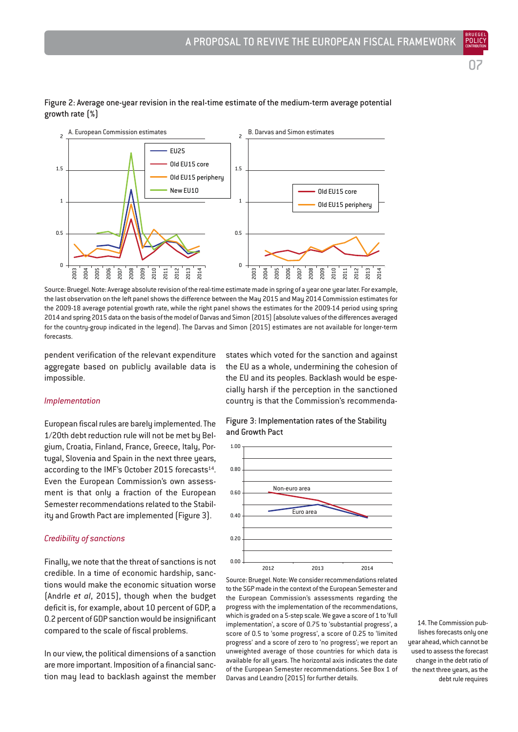Figure 2: Average one-year revision in the real-time estimate of the medium-term average potential growth rate (%)

Source: Bruegel. Note: Average absolute revision of the real-time estimate made in spring of a year one year later. For example, the last observation on the left panel shows the difference between the May 2015 and May 2014 Commission estimates for the 2009-18 average potential growth rate, while the right panel shows the estimates for the 2009-14 period using spring 2014 and spring 2015 data on the basis of the model of Darvas and Simon (2015) (absolute values of the differences averaged for the country-group indicated in the legend). The Darvas and Simon (2015) estimates are not available for longer-term forecasts.

pendent verification of the relevant expenditure aggregate based on publicly available data is impossible.

*Implementation*

European fiscal rules are barely implemented. The 1/20th debt reduction rule will not be met by Belgium, Croatia, Finland, France, Greece, Italy, Portugal, Slovenia and Spain in the next three years, according to the IMF's October 2015 forecasts[14]. Even the European Commission's own assessment is that only a fraction of the European Semester recommendations related to the Stability and Growth Pact are implemented (Figure 3).

*Credibility of sanctions*

Finally, we note that the threat of sanctions is not credible. In a time of economic hardship, sanctions would make the economic situation worse (Andrle *et al*, 2015), though when the budget deficit is, for example, about 10 percent of GDP, a 0.2 percent of GDP sanction would be insignificant compared to the scale of fiscal problems.

In our view, the political dimensions of a sanction are more important. Imposition of a financial sanction may lead to backlash against the member states which voted for the sanction and against the EU as a whole, undermining the cohesion of the EU and its peoples. Backlash would be especially harsh if the perception in the sanctioned country is that the Commission's recommenda-

Figure 3: Implementation rates of the Stability and Growth Pact

Source: Bruegel. Note: We consider recommendations related to the SGP made in the context of the European Semester and the European Commission's assessments regarding the progress with the implementation of the recommendations, which is graded on a 5-step scale. We gave a score of 1 to 'full implementation', a score of 0.75 to 'substantial progress', a score of 0.5 to 'some progress', a score of 0.25 to 'limited progress' and a score of zero to 'no progress'; we report an unweighted average of those countries for which data is available for all years. The horizontal axis indicates the date of the European Semester recommendations. See Box 1 of Darvas and Leandro (2015) for further details.

14. The Commission publishes forecasts only one year ahead, which cannot be used to assess the forecast change in the debt ratio of the next three years, as the debt rule requires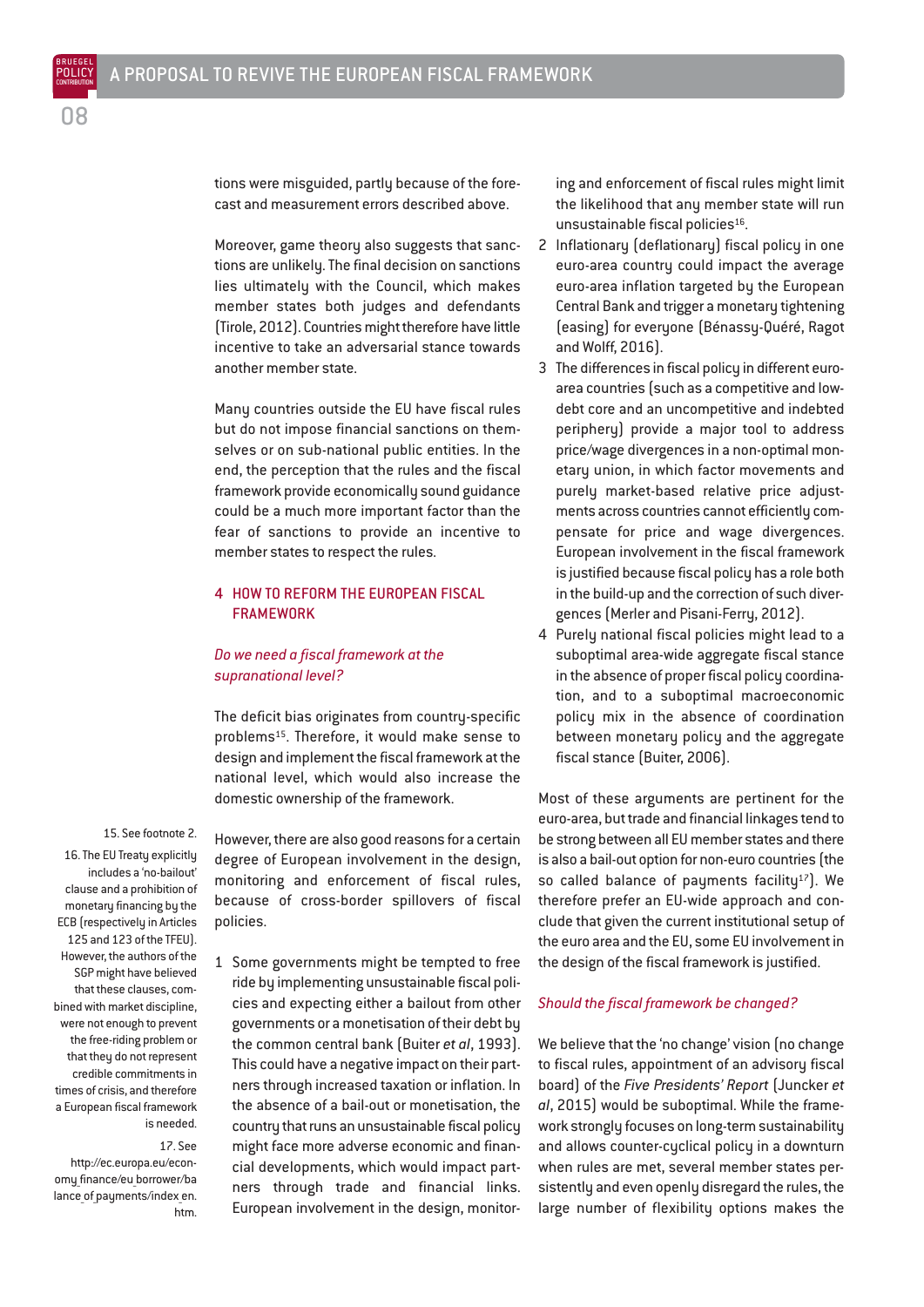tions were misguided, partly because of the forecast and measurement errors described above.

Moreover, game theory also suggests that sanctions are unlikely. The final decision on sanctions lies ultimately with the Council, which makes member states both judges and defendants (Tirole, 2012). Countries might therefore have little incentive to take an adversarial stance towards another member state.

Many countries outside the EU have fiscal rules but do not impose financial sanctions on themselves or on sub-national public entities. In the end, the perception that the rules and the fiscal framework provide economically sound guidance could be a much more important factor than the fear of sanctions to provide an incentive to member states to respect the rules.

## 4 HOW TO REFORM THE EUROPEAN FISCAL FRAMEWORK

### *Do we need a fiscal framework at the supranational level?*

The deficit bias originates from country-specific problems[15]. Therefore, it would make sense to design and implement the fiscal framework at the national level, which would also increase the domestic ownership of the framework.

However, there are also good reasons for a certain degree of European involvement in the design, monitoring and enforcement of fiscal rules, because of cross-border spillovers of fiscal policies.

1. Some governments might be tempted to free ride by implementing unsustainable fiscal policies and expecting either a bailout from other governments or a monetisation of their debt by the common central bank (Buiter *et al*, 1993). This could have a negative impact on their partners through increased taxation or inflation. In the absence of a bail-out or monetisation, the country that runs an unsustainable fiscal policy might face more adverse economic and financial developments, which would impact partners through trade and financial links. European involvement in the design, monitoring and enforcement of fiscal rules might limit the likelihood that any member state will run unsustainable fiscal policies[16].
2. Inflationary (deflationary) fiscal policy in one euro-area country could impact the average euro-area inflation targeted by the European Central Bank and trigger a monetary tightening (easing) for everyone (Bénassy-Quéré, Ragot and Wolff, 2016).
3. The differences in fiscal policy in different euro-area countries (such as a competitive and low-debt core and an uncompetitive and indebted periphery) provide a major tool to address price/wage divergences in a non-optimal monetary union, in which factor movements and purely market-based relative price adjustments across countries cannot efficiently compensate for price and wage divergences. European involvement in the fiscal framework is justified because fiscal policy has a role both in the build-up and the correction of such divergences (Merler and Pisani-Ferry, 2012).
4. Purely national fiscal policies might lead to a suboptimal area-wide aggregate fiscal stance in the absence of proper fiscal policy coordination, and to a suboptimal macroeconomic policy mix in the absence of coordination between monetary policy and the aggregate fiscal stance (Buiter, 2006).

Most of these arguments are pertinent for the euro-area, but trade and financial linkages tend to be strong between all EU member states and there is also a bail-out option for non-euro countries (the so called balance of payments facility[17]). We therefore prefer an EU-wide approach and conclude that given the current institutional setup of the euro area and the EU, some EU involvement in the design of the fiscal framework is justified.

### *Should the fiscal framework be changed?*

We believe that the 'no change' vision (no change to fiscal rules, appointment of an advisory fiscal board) of the *Five Presidents' Report* (Juncker *et al*, 2015) would be suboptimal. While the framework strongly focuses on long-term sustainability and allows counter-cyclical policy in a downturn when rules are met, several member states persistently and even openly disregard the rules, the large number of flexibility options makes the

15. See footnote 2.

16. The EU Treaty explicitly includes a 'no-bailout' clause and a prohibition of monetary financing by the ECB (respectively in Articles 125 and 123 of the TFEU). However, the authors of the SGP might have believed that these clauses, combined with market discipline, were not enough to prevent the free-riding problem or that they do not represent credible commitments in times of crisis, and therefore a European fiscal framework is needed.

17. See http://ec.europa.eu/economy_finance/eu_borrower/balance_of_payments/index_en.htm.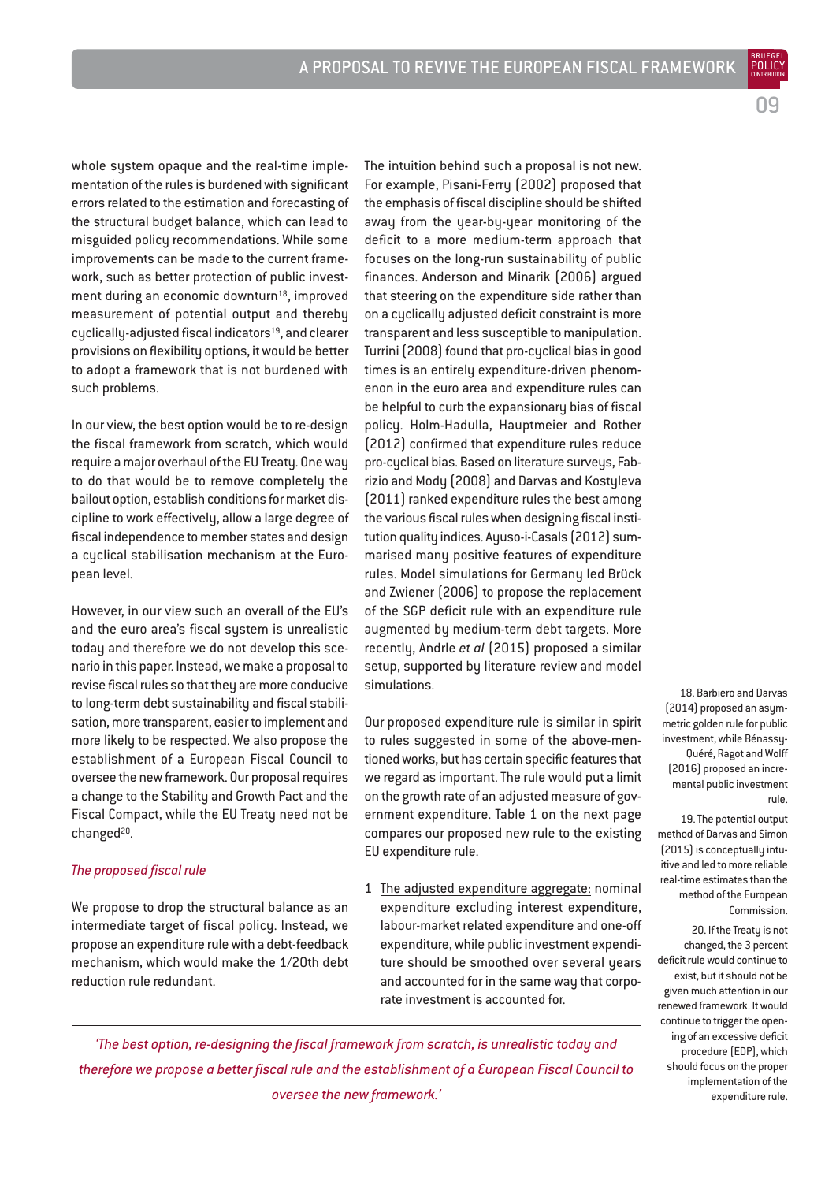whole system opaque and the real-time implementation of the rules is burdened with significant errors related to the estimation and forecasting of the structural budget balance, which can lead to misguided policy recommendations. While some improvements can be made to the current framework, such as better protection of public investment during an economic downturn[18], improved measurement of potential output and thereby cyclically-adjusted fiscal indicators[19], and clearer provisions on flexibility options, it would be better to adopt a framework that is not burdened with such problems.

In our view, the best option would be to re-design the fiscal framework from scratch, which would require a major overhaul of the EU Treaty. One way to do that would be to remove completely the bailout option, establish conditions for market discipline to work effectively, allow a large degree of fiscal independence to member states and design a cyclical stabilisation mechanism at the European level.

However, in our view such an overall of the EU's and the euro area's fiscal system is unrealistic today and therefore we do not develop this scenario in this paper. Instead, we make a proposal to revise fiscal rules so that they are more conducive to long-term debt sustainability and fiscal stabilisation, more transparent, easier to implement and more likely to be respected. We also propose the establishment of a European Fiscal Council to oversee the new framework. Our proposal requires a change to the Stability and Growth Pact and the Fiscal Compact, while the EU Treaty need not be changed[20].

*The proposed fiscal rule*

We propose to drop the structural balance as an intermediate target of fiscal policy. Instead, we propose an expenditure rule with a debt-feedback mechanism, which would make the 1/20th debt reduction rule redundant.

The intuition behind such a proposal is not new. For example, Pisani-Ferry (2002) proposed that the emphasis of fiscal discipline should be shifted away from the year-by-year monitoring of the deficit to a more medium-term approach that focuses on the long-run sustainability of public finances. Anderson and Minarik (2006) argued that steering on the expenditure side rather than on a cyclically adjusted deficit constraint is more transparent and less susceptible to manipulation. Turrini (2008) found that pro-cyclical bias in good times is an entirely expenditure-driven phenomenon in the euro area and expenditure rules can be helpful to curb the expansionary bias of fiscal policy. Holm-Hadulla, Hauptmeier and Rother (2012) confirmed that expenditure rules reduce pro-cyclical bias. Based on literature surveys, Fabrizio and Mody (2008) and Darvas and Kostyleva (2011) ranked expenditure rules the best among the various fiscal rules when designing fiscal institution quality indices. Ayuso-i-Casals (2012) summarised many positive features of expenditure rules. Model simulations for Germany led Brück and Zwiener (2006) to propose the replacement of the SGP deficit rule with an expenditure rule augmented by medium-term debt targets. More recently, Andrle *et al* (2015) proposed a similar setup, supported by literature review and model simulations.

Our proposed expenditure rule is similar in spirit to rules suggested in some of the above-mentioned works, but has certain specific features that we regard as important. The rule would put a limit on the growth rate of an adjusted measure of government expenditure. Table 1 on the next page compares our proposed new rule to the existing EU expenditure rule.

1. The adjusted expenditure aggregate: nominal expenditure excluding interest expenditure, labour-market related expenditure and one-off expenditure, while public investment expenditure should be smoothed over several years and accounted for in the same way that corporate investment is accounted for.

*'The best option, re-designing the fiscal framework from scratch, is unrealistic today and therefore we propose a better fiscal rule and the establishment of a European Fiscal Council to oversee the new framework.'*

18. Barbiero and Darvas (2014) proposed an asymmetric golden rule for public investment, while Bénassy-Quéré, Ragot and Wolff (2016) proposed an incremental public investment rule.

19. The potential output method of Darvas and Simon (2015) is conceptually intuitive and led to more reliable real-time estimates than the method of the European Commission.

20. If the Treaty is not changed, the 3 percent deficit rule would continue to exist, but it should not be given much attention in our renewed framework. It would continue to trigger the opening of an excessive deficit procedure (EDP), which should focus on the proper implementation of the expenditure rule.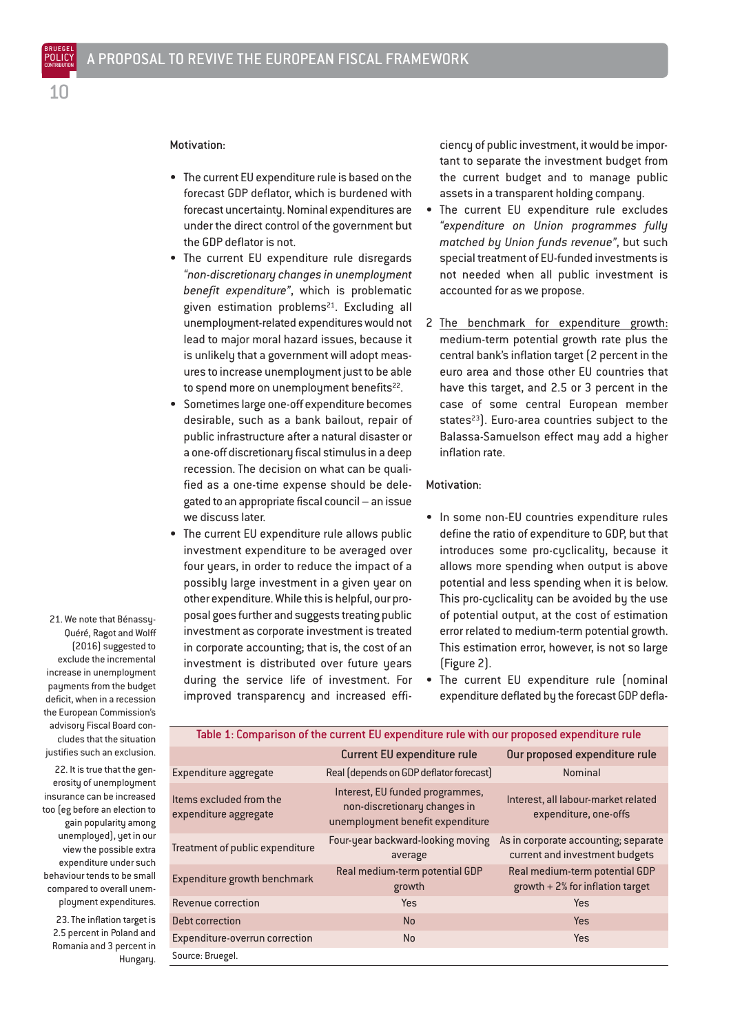Motivation:

- The current EU expenditure rule is based on the forecast GDP deflator, which is burdened with forecast uncertainty. Nominal expenditures are under the direct control of the government but the GDP deflator is not.
- The current EU expenditure rule disregards *"non-discretionary changes in unemployment benefit expenditure"*, which is problematic given estimation problems[21]. Excluding all unemployment-related expenditures would not lead to major moral hazard issues, because it is unlikely that a government will adopt measures to increase unemployment just to be able to spend more on unemployment benefits[22].
- Sometimes large one-off expenditure becomes desirable, such as a bank bailout, repair of public infrastructure after a natural disaster or a one-off discretionary fiscal stimulus in a deep recession. The decision on what can be qualified as a one-time expense should be delegated to an appropriate fiscal council – an issue we discuss later.
- The current EU expenditure rule allows public investment expenditure to be averaged over four years, in order to reduce the impact of a possibly large investment in a given year on other expenditure. While this is helpful, our proposal goes further and suggests treating public investment as corporate investment is treated in corporate accounting; that is, the cost of an investment is distributed over future years during the service life of investment. For improved transparency and increased efficiency of public investment, it would be important to separate the investment budget from the current budget and to manage public assets in a transparent holding company.
- The current EU expenditure rule excludes *"expenditure on Union programmes fully matched by Union funds revenue"*, but such special treatment of EU-funded investments is not needed when all public investment is accounted for as we propose.

2 The benchmark for expenditure growth: medium-term potential growth rate plus the central bank's inflation target (2 percent in the euro area and those other EU countries that have this target, and 2.5 or 3 percent in the case of some central European member states[23]). Euro-area countries subject to the Balassa-Samuelson effect may add a higher inflation rate.

Motivation:

- In some non-EU countries expenditure rules define the ratio of expenditure to GDP, but that introduces some pro-cyclicality, because it allows more spending when output is above potential and less spending when it is below. This pro-cyclicality can be avoided by the use of potential output, at the cost of estimation error related to medium-term potential growth. This estimation error, however, is not so large (Figure 2).
- The current EU expenditure rule (nominal expenditure deflated by the forecast GDP defla-

21. We note that Bénassy-Quéré, Ragot and Wolff (2016) suggested to exclude the incremental increase in unemployment payments from the budget deficit, when in a recession the European Commission's advisory Fiscal Board concludes that the situation justifies such an exclusion.

22. It is true that the generosity of unemployment insurance can be increased too (eg before an election to gain popularity among unemployed), yet in our view the possible extra expenditure under such behaviour tends to be small compared to overall unemployment expenditures.

23. The inflation target is 2.5 percent in Poland and Romania and 3 percent in Hungary.

**Table 1: Comparison of the current EU expenditure rule with our proposed expenditure rule**

| | Current EU expenditure rule | Our proposed expenditure rule |
|---|---|---|
| Expenditure aggregate | Real (depends on GDP deflator forecast) | Nominal |
| Items excluded from the expenditure aggregate | Interest, EU funded programmes, non-discretionary changes in unemployment benefit expenditure | Interest, all labour-market related expenditure, one-offs |
| Treatment of public expenditure | Four-year backward-looking moving average | As in corporate accounting; separate current and investment budgets |
| Expenditure growth benchmark | Real medium-term potential GDP growth | Real medium-term potential GDP growth + 2% for inflation target |
| Revenue correction | Yes | Yes |
| Debt correction | No | Yes |
| Expenditure-overrun correction | No | Yes |

Source: Bruegel.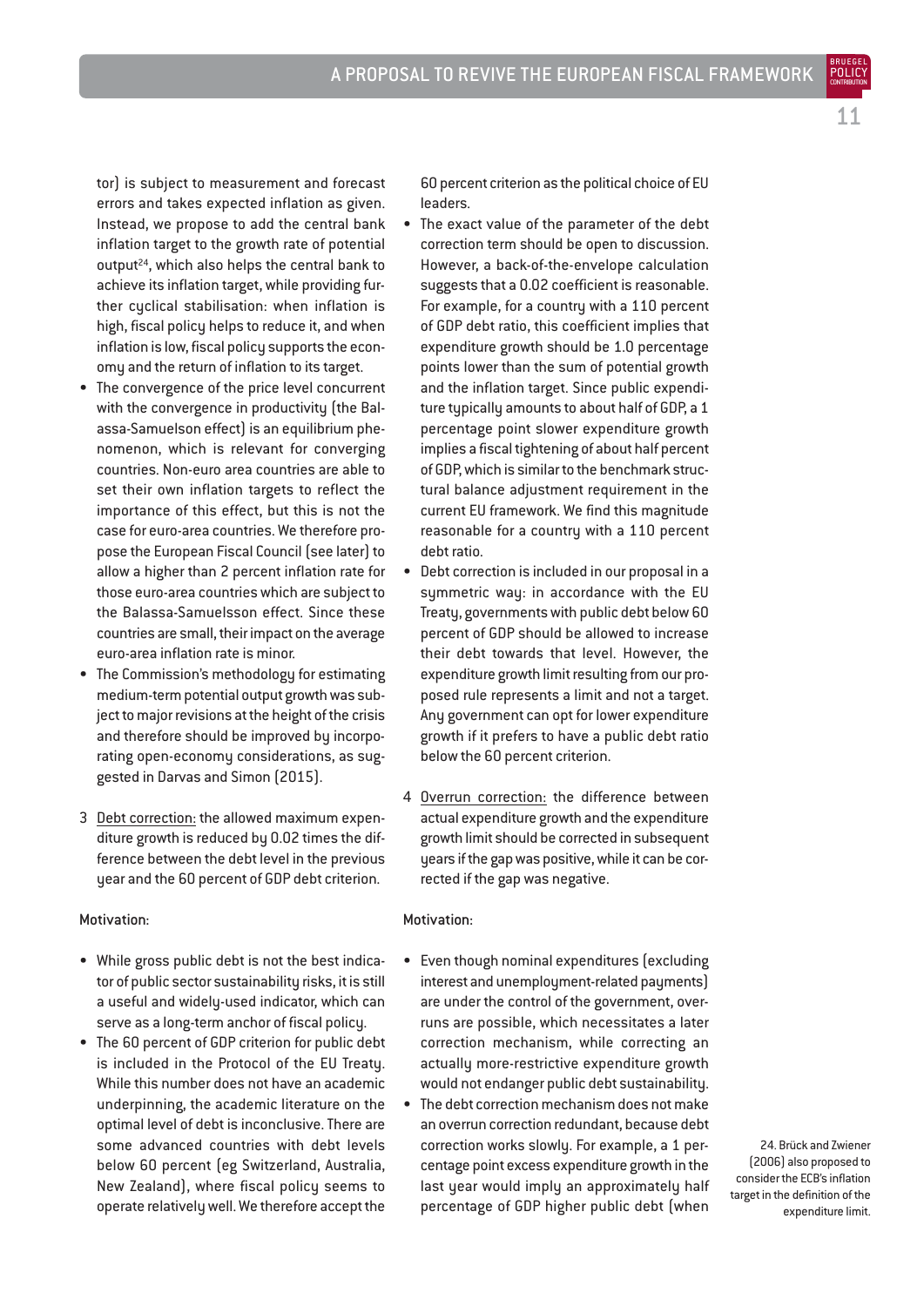tor) is subject to measurement and forecast errors and takes expected inflation as given. Instead, we propose to add the central bank inflation target to the growth rate of potential output[24], which also helps the central bank to achieve its inflation target, while providing further cyclical stabilisation: when inflation is high, fiscal policy helps to reduce it, and when inflation is low, fiscal policy supports the economy and the return of inflation to its target.

- The convergence of the price level concurrent with the convergence in productivity (the Balassa-Samuelson effect) is an equilibrium phenomenon, which is relevant for converging countries. Non-euro area countries are able to set their own inflation targets to reflect the importance of this effect, but this is not the case for euro-area countries. We therefore propose the European Fiscal Council (see later) to allow a higher than 2 percent inflation rate for those euro-area countries which are subject to the Balassa-Samuelsson effect. Since these countries are small, their impact on the average euro-area inflation rate is minor.
- The Commission's methodology for estimating medium-term potential output growth was subject to major revisions at the height of the crisis and therefore should be improved by incorporating open-economy considerations, as suggested in Darvas and Simon (2015).

3 Debt correction: the allowed maximum expenditure growth is reduced by 0.02 times the difference between the debt level in the previous year and the 60 percent of GDP debt criterion.

Motivation:

- While gross public debt is not the best indicator of public sector sustainability risks, it is still a useful and widely-used indicator, which can serve as a long-term anchor of fiscal policy.
- The 60 percent of GDP criterion for public debt is included in the Protocol of the EU Treaty. While this number does not have an academic underpinning, the academic literature on the optimal level of debt is inconclusive. There are some advanced countries with debt levels below 60 percent (eg Switzerland, Australia, New Zealand), where fiscal policy seems to operate relatively well. We therefore accept the 60 percent criterion as the political choice of EU leaders.
- The exact value of the parameter of the debt correction term should be open to discussion. However, a back-of-the-envelope calculation suggests that a 0.02 coefficient is reasonable. For example, for a country with a 110 percent of GDP debt ratio, this coefficient implies that expenditure growth should be 1.0 percentage points lower than the sum of potential growth and the inflation target. Since public expenditure typically amounts to about half of GDP, a 1 percentage point slower expenditure growth implies a fiscal tightening of about half percent of GDP, which is similar to the benchmark structural balance adjustment requirement in the current EU framework. We find this magnitude reasonable for a country with a 110 percent debt ratio.
- Debt correction is included in our proposal in a symmetric way: in accordance with the EU Treaty, governments with public debt below 60 percent of GDP should be allowed to increase their debt towards that level. However, the expenditure growth limit resulting from our proposed rule represents a limit and not a target. Any government can opt for lower expenditure growth if it prefers to have a public debt ratio below the 60 percent criterion.

4 Overrun correction: the difference between actual expenditure growth and the expenditure growth limit should be corrected in subsequent years if the gap was positive, while it can be corrected if the gap was negative.

Motivation:

- Even though nominal expenditures (excluding interest and unemployment-related payments) are under the control of the government, overruns are possible, which necessitates a later correction mechanism, while correcting an actually more-restrictive expenditure growth would not endanger public debt sustainability.
- The debt correction mechanism does not make an overrun correction redundant, because debt correction works slowly. For example, a 1 percentage point excess expenditure growth in the last year would imply an approximately half percentage of GDP higher public debt (when

24. Brück and Zwiener (2006) also proposed to consider the ECB's inflation target in the definition of the expenditure limit.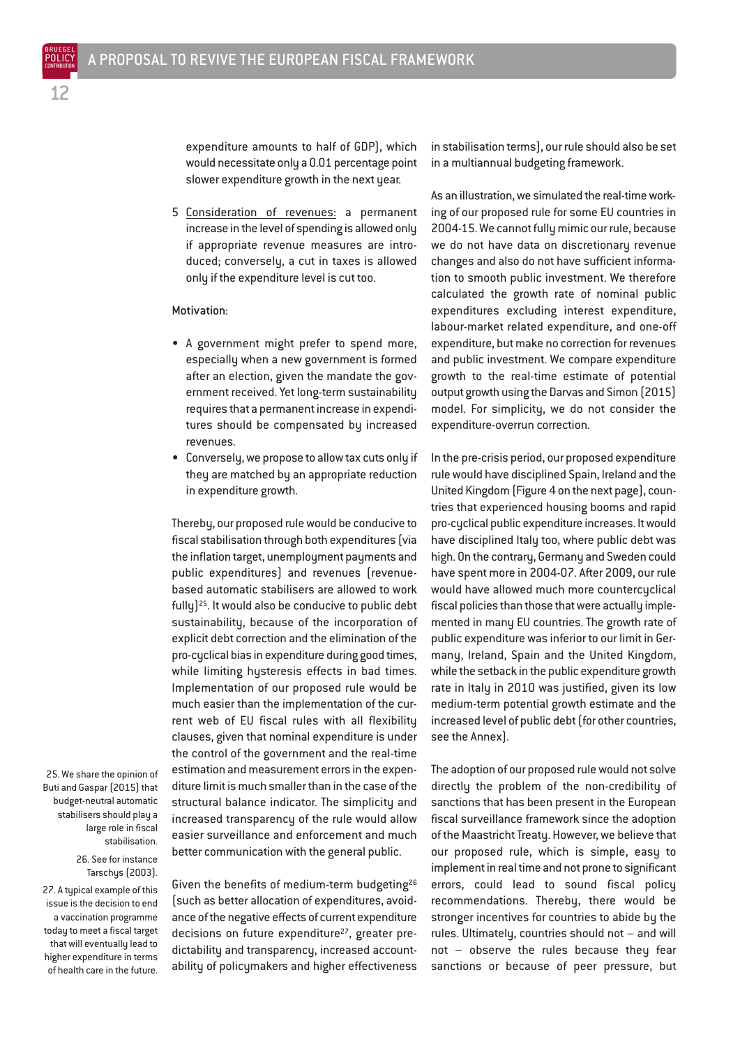expenditure amounts to half of GDP), which would necessitate only a 0.01 percentage point slower expenditure growth in the next year.

5 Consideration of revenues: a permanent increase in the level of spending is allowed only if appropriate revenue measures are introduced; conversely, a cut in taxes is allowed only if the expenditure level is cut too.

Motivation:

- A government might prefer to spend more, especially when a new government is formed after an election, given the mandate the government received. Yet long-term sustainability requires that a permanent increase in expenditures should be compensated by increased revenues.
- Conversely, we propose to allow tax cuts only if they are matched by an appropriate reduction in expenditure growth.

Thereby, our proposed rule would be conducive to fiscal stabilisation through both expenditures (via the inflation target, unemployment payments and public expenditures) and revenues (revenue-based automatic stabilisers are allowed to work fully)[25]. It would also be conducive to public debt sustainability, because of the incorporation of explicit debt correction and the elimination of the pro-cyclical bias in expenditure during good times, while limiting hysteresis effects in bad times. Implementation of our proposed rule would be much easier than the implementation of the current web of EU fiscal rules with all flexibility clauses, given that nominal expenditure is under the control of the government and the real-time estimation and measurement errors in the expenditure limit is much smaller than in the case of the structural balance indicator. The simplicity and increased transparency of the rule would allow easier surveillance and enforcement and much better communication with the general public.

Given the benefits of medium-term budgeting[26] (such as better allocation of expenditures, avoidance of the negative effects of current expenditure decisions on future expenditure[27], greater predictability and transparency, increased accountability of policymakers and higher effectiveness in stabilisation terms), our rule should also be set in a multiannual budgeting framework.

As an illustration, we simulated the real-time working of our proposed rule for some EU countries in 2004-15. We cannot fully mimic our rule, because we do not have data on discretionary revenue changes and also do not have sufficient information to smooth public investment. We therefore calculated the growth rate of nominal public expenditures excluding interest expenditure, labour-market related expenditure, and one-off expenditure, but make no correction for revenues and public investment. We compare expenditure growth to the real-time estimate of potential output growth using the Darvas and Simon (2015) model. For simplicity, we do not consider the expenditure-overrun correction.

In the pre-crisis period, our proposed expenditure rule would have disciplined Spain, Ireland and the United Kingdom (Figure 4 on the next page), countries that experienced housing booms and rapid pro-cyclical public expenditure increases. It would have disciplined Italy too, where public debt was high. On the contrary, Germany and Sweden could have spent more in 2004-07. After 2009, our rule would have allowed much more countercyclical fiscal policies than those that were actually implemented in many EU countries. The growth rate of public expenditure was inferior to our limit in Germany, Ireland, Spain and the United Kingdom, while the setback in the public expenditure growth rate in Italy in 2010 was justified, given its low medium-term potential growth estimate and the increased level of public debt (for other countries, see the Annex).

The adoption of our proposed rule would not solve directly the problem of the non-credibility of sanctions that has been present in the European fiscal surveillance framework since the adoption of the Maastricht Treaty. However, we believe that our proposed rule, which is simple, easy to implement in real time and not prone to significant errors, could lead to sound fiscal policy recommendations. Thereby, there would be stronger incentives for countries to abide by the rules. Ultimately, countries should not – and will not – observe the rules because they fear sanctions or because of peer pressure, but

---

25. We share the opinion of Buti and Gaspar (2015) that budget-neutral automatic stabilisers should play a large role in fiscal stabilisation.

26. See for instance Tarschys (2003).

27. A typical example of this issue is the decision to end a vaccination programme today to meet a fiscal target that will eventually lead to higher expenditure in terms of health care in the future.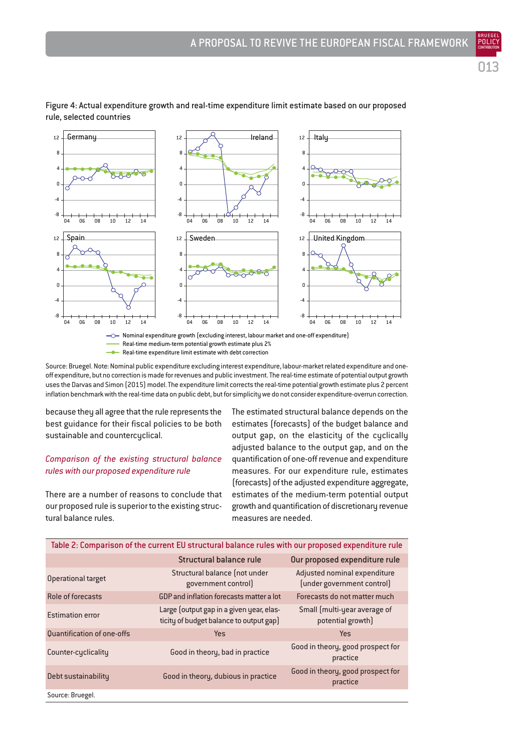Figure 4: Actual expenditure growth and real-time expenditure limit estimate based on our proposed rule, selected countries

Source: Bruegel. Note: Nominal public expenditure excluding interest expenditure, labour-market related expenditure and one-off expenditure, but no correction is made for revenues and public investment. The real-time estimate of potential output growth uses the Darvas and Simon (2015) model. The expenditure limit corrects the real-time potential growth estimate plus 2 percent inflation benchmark with the real-time data on public debt, but for simplicity we do not consider expenditure-overrun correction.

because they all agree that the rule represents the best guidance for their fiscal policies to be both sustainable and countercyclical.

*Comparison of the existing structural balance rules with our proposed expenditure rule*

There are a number of reasons to conclude that our proposed rule is superior to the existing structural balance rules.

The estimated structural balance depends on the estimates (forecasts) of the budget balance and output gap, on the elasticity of the cyclically adjusted balance to the output gap, and on the quantification of one-off revenue and expenditure measures. For our expenditure rule, estimates (forecasts) of the adjusted expenditure aggregate, estimates of the medium-term potential output growth and quantification of discretionary revenue measures are needed.

Table 2: Comparison of the current EU structural balance rules with our proposed expenditure rule

| | Structural balance rule | Our proposed expenditure rule |
|---|---|---|
| Operational target | Structural balance (not under government control) | Adjusted nominal expenditure (under government control) |
| Role of forecasts | GDP and inflation forecasts matter a lot | Forecasts do not matter much |
| Estimation error | Large (output gap in a given year, elasticity of budget balance to output gap) | Small (multi-year average of potential growth) |
| Quantification of one-offs | Yes | Yes |
| Counter-cyclicality | Good in theory, bad in practice | Good in theory, good prospect for practice |
| Debt sustainability | Good in theory, dubious in practice | Good in theory, good prospect for practice |

Source: Bruegel.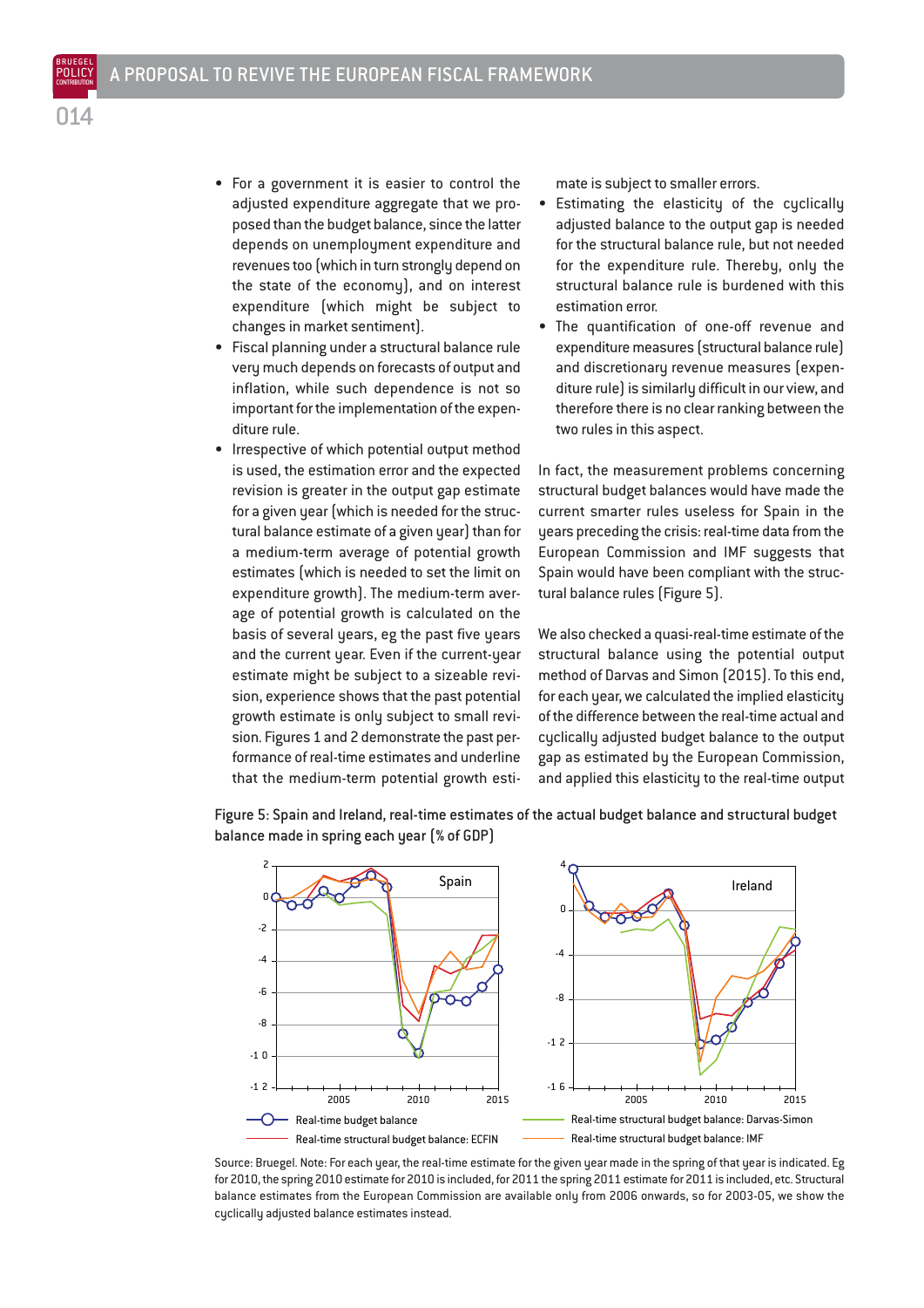- For a government it is easier to control the adjusted expenditure aggregate that we proposed than the budget balance, since the latter depends on unemployment expenditure and revenues too (which in turn strongly depend on the state of the economy), and on interest expenditure (which might be subject to changes in market sentiment).
- Fiscal planning under a structural balance rule very much depends on forecasts of output and inflation, while such dependence is not so important for the implementation of the expenditure rule.
- Irrespective of which potential output method is used, the estimation error and the expected revision is greater in the output gap estimate for a given year (which is needed for the structural balance estimate of a given year) than for a medium-term average of potential growth estimates (which is needed to set the limit on expenditure growth). The medium-term average of potential growth is calculated on the basis of several years, eg the past five years and the current year. Even if the current-year estimate might be subject to a sizeable revision, experience shows that the past potential growth estimate is only subject to small revision. Figures 1 and 2 demonstrate the past performance of real-time estimates and underline that the medium-term potential growth estimate is subject to smaller errors.
- Estimating the elasticity of the cyclically adjusted balance to the output gap is needed for the structural balance rule, but not needed for the expenditure rule. Thereby, only the structural balance rule is burdened with this estimation error.
- The quantification of one-off revenue and expenditure measures (structural balance rule) and discretionary revenue measures (expenditure rule) is similarly difficult in our view, and therefore there is no clear ranking between the two rules in this aspect.

In fact, the measurement problems concerning structural budget balances would have made the current smarter rules useless for Spain in the years preceding the crisis: real-time data from the European Commission and IMF suggests that Spain would have been compliant with the structural balance rules (Figure 5).

We also checked a quasi-real-time estimate of the structural balance using the potential output method of Darvas and Simon (2015). To this end, for each year, we calculated the implied elasticity of the difference between the real-time actual and cyclically adjusted budget balance to the output gap as estimated by the European Commission, and applied this elasticity to the real-time output

Figure 5: Spain and Ireland, real-time estimates of the actual budget balance and structural budget balance made in spring each year (% of GDP)

Source: Bruegel. Note: For each year, the real-time estimate for the given year made in the spring of that year is indicated. Eg for 2010, the spring 2010 estimate for 2010 is included, for 2011 the spring 2011 estimate for 2011 is included, etc. Structural balance estimates from the European Commission are available only from 2006 onwards, so for 2003-05, we show the cyclically adjusted balance estimates instead.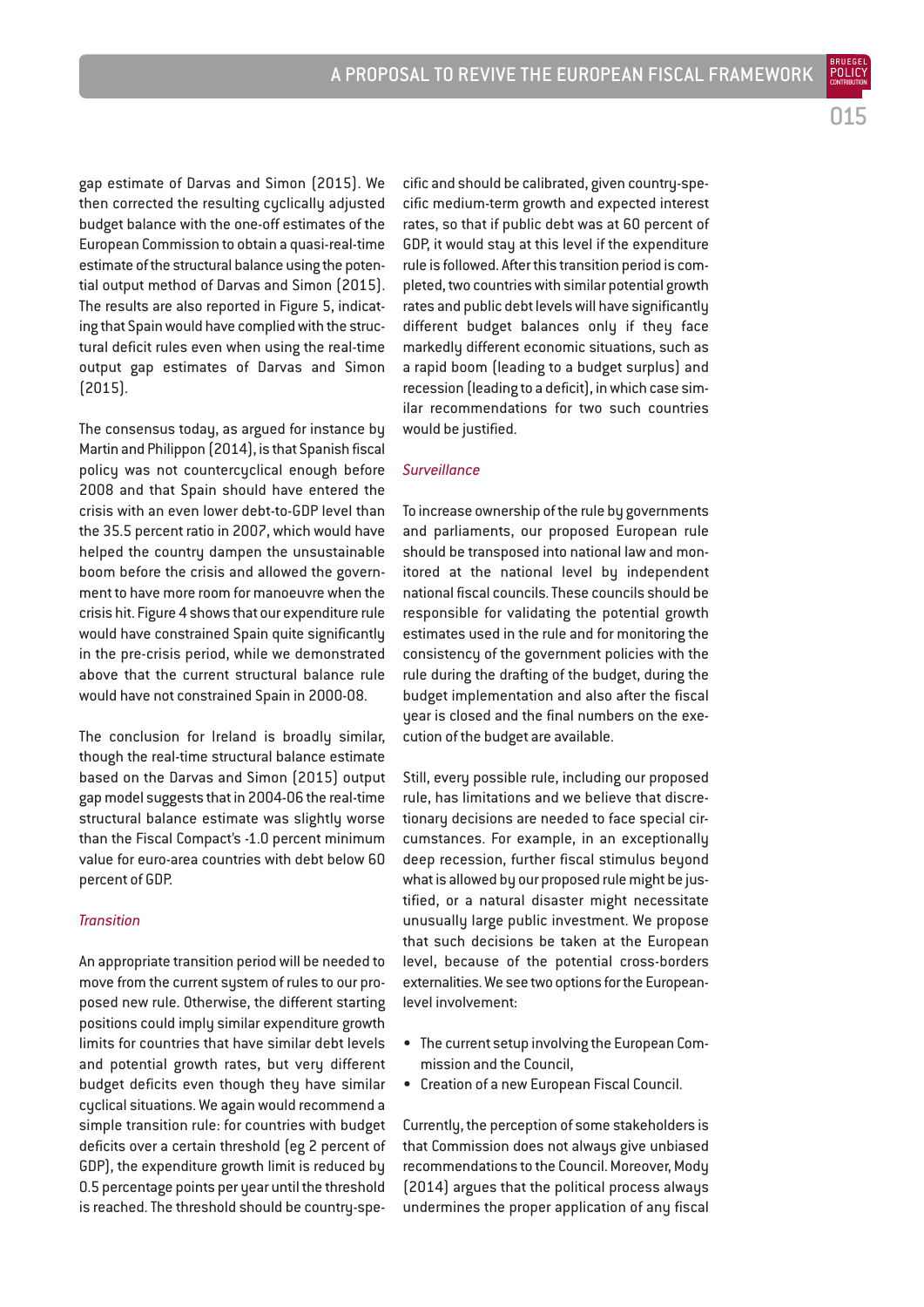gap estimate of Darvas and Simon (2015). We then corrected the resulting cyclically adjusted budget balance with the one-off estimates of the European Commission to obtain a quasi-real-time estimate of the structural balance using the potential output method of Darvas and Simon (2015). The results are also reported in Figure 5, indicating that Spain would have complied with the structural deficit rules even when using the real-time output gap estimates of Darvas and Simon (2015).

The consensus today, as argued for instance by Martin and Philippon (2014), is that Spanish fiscal policy was not countercyclical enough before 2008 and that Spain should have entered the crisis with an even lower debt-to-GDP level than the 35.5 percent ratio in 2007, which would have helped the country dampen the unsustainable boom before the crisis and allowed the government to have more room for manoeuvre when the crisis hit. Figure 4 shows that our expenditure rule would have constrained Spain quite significantly in the pre-crisis period, while we demonstrated above that the current structural balance rule would have not constrained Spain in 2000-08.

The conclusion for Ireland is broadly similar, though the real-time structural balance estimate based on the Darvas and Simon (2015) output gap model suggests that in 2004-06 the real-time structural balance estimate was slightly worse than the Fiscal Compact's -1.0 percent minimum value for euro-area countries with debt below 60 percent of GDP.

*Transition*

An appropriate transition period will be needed to move from the current system of rules to our proposed new rule. Otherwise, the different starting positions could imply similar expenditure growth limits for countries that have similar debt levels and potential growth rates, but very different budget deficits even though they have similar cyclical situations. We again would recommend a simple transition rule: for countries with budget deficits over a certain threshold (eg 2 percent of GDP), the expenditure growth limit is reduced by 0.5 percentage points per year until the threshold is reached. The threshold should be country-specific and should be calibrated, given country-specific medium-term growth and expected interest rates, so that if public debt was at 60 percent of GDP, it would stay at this level if the expenditure rule is followed. After this transition period is completed, two countries with similar potential growth rates and public debt levels will have significantly different budget balances only if they face markedly different economic situations, such as a rapid boom (leading to a budget surplus) and recession (leading to a deficit), in which case similar recommendations for two such countries would be justified.

*Surveillance*

To increase ownership of the rule by governments and parliaments, our proposed European rule should be transposed into national law and monitored at the national level by independent national fiscal councils. These councils should be responsible for validating the potential growth estimates used in the rule and for monitoring the consistency of the government policies with the rule during the drafting of the budget, during the budget implementation and also after the fiscal year is closed and the final numbers on the execution of the budget are available.

Still, every possible rule, including our proposed rule, has limitations and we believe that discretionary decisions are needed to face special circumstances. For example, in an exceptionally deep recession, further fiscal stimulus beyond what is allowed by our proposed rule might be justified, or a natural disaster might necessitate unusually large public investment. We propose that such decisions be taken at the European level, because of the potential cross-borders externalities. We see two options for the European-level involvement:

- The current setup involving the European Commission and the Council,
- Creation of a new European Fiscal Council.

Currently, the perception of some stakeholders is that Commission does not always give unbiased recommendations to the Council. Moreover, Mody (2014) argues that the political process always undermines the proper application of any fiscal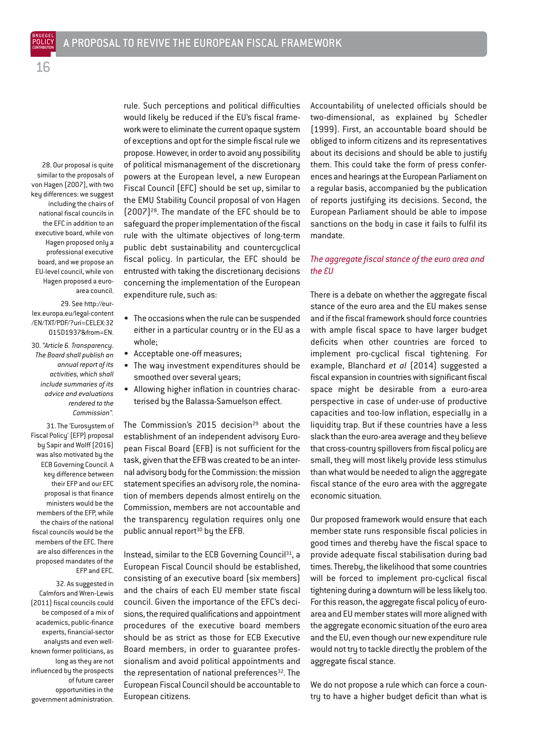rule. Such perceptions and political difficulties would likely be reduced if the EU's fiscal framework were to eliminate the current opaque system of exceptions and opt for the simple fiscal rule we propose. However, in order to avoid any possibility of political mismanagement of the discretionary powers at the European level, a new European Fiscal Council (EFC) should be set up, similar to the EMU Stability Council proposal of von Hagen (2007)[28]. The mandate of the EFC should be to safeguard the proper implementation of the fiscal rule with the ultimate objectives of long-term public debt sustainability and countercyclical fiscal policy. In particular, the EFC should be entrusted with taking the discretionary decisions concerning the implementation of the European expenditure rule, such as:

- The occasions when the rule can be suspended either in a particular country or in the EU as a whole;
- Acceptable one-off measures;
- The way investment expenditures should be smoothed over several years;
- Allowing higher inflation in countries characterised by the Balassa-Samuelson effect.

The Commission's 2015 decision[29] about the establishment of an independent advisory European Fiscal Board (EFB) is not sufficient for the task, given that the EFB was created to be an internal advisory body for the Commission: the mission statement specifies an advisory role, the nomination of members depends almost entirely on the Commission, members are not accountable and the transparency regulation requires only one public annual report[30] by the EFB.

Instead, similar to the ECB Governing Council[31], a European Fiscal Council should be established, consisting of an executive board (six members) and the chairs of each EU member state fiscal council. Given the importance of the EFC's decisions, the required qualifications and appointment procedures of the executive board members should be as strict as those for ECB Executive Board members, in order to guarantee professionalism and avoid political appointments and the representation of national preferences[32]. The European Fiscal Council should be accountable to European citizens.

Accountability of unelected officials should be two-dimensional, as explained by Schedler (1999). First, an accountable board should be obliged to inform citizens and its representatives about its decisions and should be able to justify them. This could take the form of press conferences and hearings at the European Parliament on a regular basis, accompanied by the publication of reports justifying its decisions. Second, the European Parliament should be able to impose sanctions on the body in case it fails to fulfil its mandate.

### *The aggregate fiscal stance of the euro area and the EU*

There is a debate on whether the aggregate fiscal stance of the euro area and the EU makes sense and if the fiscal framework should force countries with ample fiscal space to have larger budget deficits when other countries are forced to implement pro-cyclical fiscal tightening. For example, Blanchard *et al* (2014) suggested a fiscal expansion in countries with significant fiscal space might be desirable from a euro-area perspective in case of under-use of productive capacities and too-low inflation, especially in a liquidity trap. But if these countries have a less slack than the euro-area average and they believe that cross-country spillovers from fiscal policy are small, they will most likely provide less stimulus than what would be needed to align the aggregate fiscal stance of the euro area with the aggregate economic situation.

Our proposed framework would ensure that each member state runs responsible fiscal policies in good times and thereby have the fiscal space to provide adequate fiscal stabilisation during bad times. Thereby, the likelihood that some countries will be forced to implement pro-cyclical fiscal tightening during a downturn will be less likely too. For this reason, the aggregate fiscal policy of euro-area and EU member states will more aligned with the aggregate economic situation of the euro area and the EU, even though our new expenditure rule would not try to tackle directly the problem of the aggregate fiscal stance.

We do not propose a rule which can force a country to have a higher budget deficit than what is

---

28. Our proposal is quite similar to the proposals of von Hagen (2007), with two key differences: we suggest including the chairs of national fiscal councils in the EFC in addition to an executive board, while von Hagen proposed only a professional executive board, and we propose an EU-level council, while von Hagen proposed a euro-area council.

29. See http://eur-lex.europa.eu/legal-content/EN/TXT/PDF/?uri=CELEX:32015D1937&from=EN.

30. *"Article 6. Transparency. The Board shall publish an annual report of its activities, which shall include summaries of its advice and evaluations rendered to the Commission".*

31. The 'Eurosystem of Fiscal Policy' (EFP) proposal by Sapir and Wolff (2016) was also motivated by the ECB Governing Council. A key difference between their EFP and our EFC proposal is that finance ministers would be the members of the EFP, while the chairs of the national fiscal councils would be the members of the EFC. There are also differences in the proposed mandates of the EFP and EFC.

32. As suggested in Calmfors and Wren-Lewis (2011) fiscal councils could be composed of a mix of academics, public-finance experts, financial-sector analysts and even well-known former politicians, as long as they are not influenced by the prospects of future career opportunities in the government administration.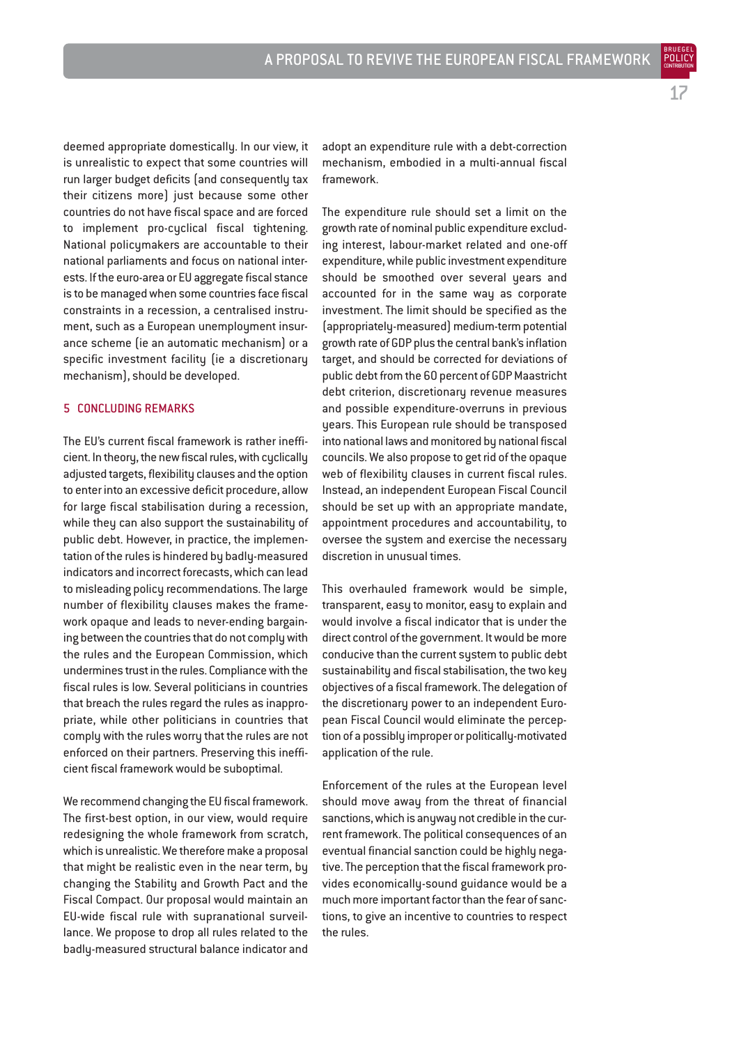deemed appropriate domestically. In our view, it is unrealistic to expect that some countries will run larger budget deficits (and consequently tax their citizens more) just because some other countries do not have fiscal space and are forced to implement pro-cyclical fiscal tightening. National policymakers are accountable to their national parliaments and focus on national interests. If the euro-area or EU aggregate fiscal stance is to be managed when some countries face fiscal constraints in a recession, a centralised instrument, such as a European unemployment insurance scheme (ie an automatic mechanism) or a specific investment facility (ie a discretionary mechanism), should be developed.

## 5 CONCLUDING REMARKS

The EU's current fiscal framework is rather inefficient. In theory, the new fiscal rules, with cyclically adjusted targets, flexibility clauses and the option to enter into an excessive deficit procedure, allow for large fiscal stabilisation during a recession, while they can also support the sustainability of public debt. However, in practice, the implementation of the rules is hindered by badly-measured indicators and incorrect forecasts, which can lead to misleading policy recommendations. The large number of flexibility clauses makes the framework opaque and leads to never-ending bargaining between the countries that do not comply with the rules and the European Commission, which undermines trust in the rules. Compliance with the fiscal rules is low. Several politicians in countries that breach the rules regard the rules as inappropriate, while other politicians in countries that comply with the rules worry that the rules are not enforced on their partners. Preserving this inefficient fiscal framework would be suboptimal.

We recommend changing the EU fiscal framework. The first-best option, in our view, would require redesigning the whole framework from scratch, which is unrealistic. We therefore make a proposal that might be realistic even in the near term, by changing the Stability and Growth Pact and the Fiscal Compact. Our proposal would maintain an EU-wide fiscal rule with supranational surveillance. We propose to drop all rules related to the badly-measured structural balance indicator and adopt an expenditure rule with a debt-correction mechanism, embodied in a multi-annual fiscal framework.

The expenditure rule should set a limit on the growth rate of nominal public expenditure excluding interest, labour-market related and one-off expenditure, while public investment expenditure should be smoothed over several years and accounted for in the same way as corporate investment. The limit should be specified as the (appropriately-measured) medium-term potential growth rate of GDP plus the central bank's inflation target, and should be corrected for deviations of public debt from the 60 percent of GDP Maastricht debt criterion, discretionary revenue measures and possible expenditure-overruns in previous years. This European rule should be transposed into national laws and monitored by national fiscal councils. We also propose to get rid of the opaque web of flexibility clauses in current fiscal rules. Instead, an independent European Fiscal Council should be set up with an appropriate mandate, appointment procedures and accountability, to oversee the system and exercise the necessary discretion in unusual times.

This overhauled framework would be simple, transparent, easy to monitor, easy to explain and would involve a fiscal indicator that is under the direct control of the government. It would be more conducive than the current system to public debt sustainability and fiscal stabilisation, the two key objectives of a fiscal framework. The delegation of the discretionary power to an independent European Fiscal Council would eliminate the perception of a possibly improper or politically-motivated application of the rule.

Enforcement of the rules at the European level should move away from the threat of financial sanctions, which is anyway not credible in the current framework. The political consequences of an eventual financial sanction could be highly negative. The perception that the fiscal framework provides economically-sound guidance would be a much more important factor than the fear of sanctions, to give an incentive to countries to respect the rules.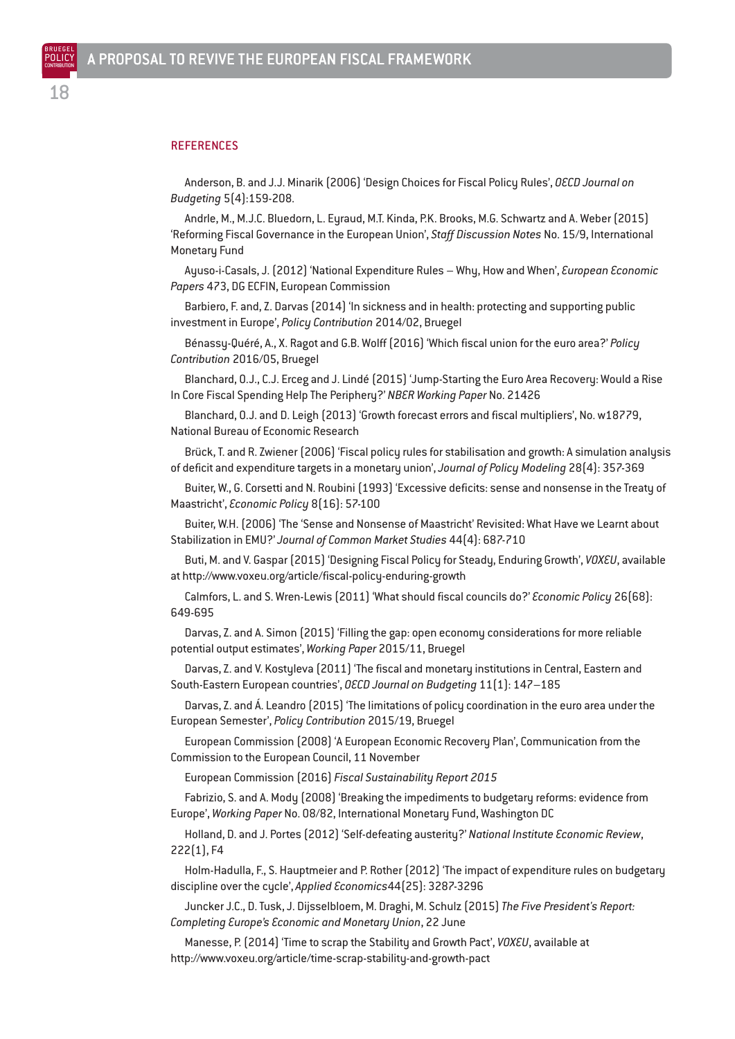## REFERENCES

Anderson, B. and J.J. Minarik (2006) 'Design Choices for Fiscal Policy Rules', *OECD Journal on Budgeting* 5(4):159-208.

Andrle, M., M.J.C. Bluedorn, L. Eyraud, M.T. Kinda, P.K. Brooks, M.G. Schwartz and A. Weber (2015) 'Reforming Fiscal Governance in the European Union', *Staff Discussion Notes* No. 15/9, International Monetary Fund

Ayuso-i-Casals, J. (2012) 'National Expenditure Rules – Why, How and When', *European Economic Papers* 473, DG ECFIN, European Commission

Barbiero, F. and, Z. Darvas (2014) 'In sickness and in health: protecting and supporting public investment in Europe', *Policy Contribution* 2014/02, Bruegel

Bénassy-Quéré, A., X. Ragot and G.B. Wolff (2016) 'Which fiscal union for the euro area?' *Policy Contribution* 2016/05, Bruegel

Blanchard, O.J., C.J. Erceg and J. Lindé (2015) 'Jump-Starting the Euro Area Recovery: Would a Rise In Core Fiscal Spending Help The Periphery?' *NBER Working Paper* No. 21426

Blanchard, O.J. and D. Leigh (2013) 'Growth forecast errors and fiscal multipliers', No. w18779, National Bureau of Economic Research

Brück, T. and R. Zwiener (2006) 'Fiscal policy rules for stabilisation and growth: A simulation analysis of deficit and expenditure targets in a monetary union', *Journal of Policy Modeling* 28(4): 357-369

Buiter, W., G. Corsetti and N. Roubini (1993) 'Excessive deficits: sense and nonsense in the Treaty of Maastricht', *Economic Policy* 8(16): 57-100

Buiter, W.H. (2006) 'The 'Sense and Nonsense of Maastricht' Revisited: What Have we Learnt about Stabilization in EMU?' *Journal of Common Market Studies* 44(4): 687-710

Buti, M. and V. Gaspar (2015) 'Designing Fiscal Policy for Steady, Enduring Growth', *VOXEU*, available at http://www.voxeu.org/article/fiscal-policy-enduring-growth

Calmfors, L. and S. Wren-Lewis (2011) 'What should fiscal councils do?' *Economic Policy* 26(68): 649-695

Darvas, Z. and A. Simon (2015) 'Filling the gap: open economy considerations for more reliable potential output estimates', *Working Paper* 2015/11, Bruegel

Darvas, Z. and V. Kostyleva (2011) 'The fiscal and monetary institutions in Central, Eastern and South-Eastern European countries', *OECD Journal on Budgeting* 11(1): 147–185

Darvas, Z. and Á. Leandro (2015) 'The limitations of policy coordination in the euro area under the European Semester', *Policy Contribution* 2015/19, Bruegel

European Commission (2008) 'A European Economic Recovery Plan', Communication from the Commission to the European Council, 11 November

European Commission (2016) *Fiscal Sustainability Report 2015*

Fabrizio, S. and A. Mody (2008) 'Breaking the impediments to budgetary reforms: evidence from Europe', *Working Paper* No. 08/82, International Monetary Fund, Washington DC

Holland, D. and J. Portes (2012) 'Self-defeating austerity?' *National Institute Economic Review*, 222(1), F4

Holm-Hadulla, F., S. Hauptmeier and P. Rother (2012) 'The impact of expenditure rules on budgetary discipline over the cycle', *Applied Economics*44(25): 3287-3296

Juncker J.C., D. Tusk, J. Dijsselbloem, M. Draghi, M. Schulz (2015) *The Five President's Report: Completing Europe's Economic and Monetary Union*, 22 June

Manesse, P. (2014) 'Time to scrap the Stability and Growth Pact', *VOXEU*, available at http://www.voxeu.org/article/time-scrap-stability-and-growth-pact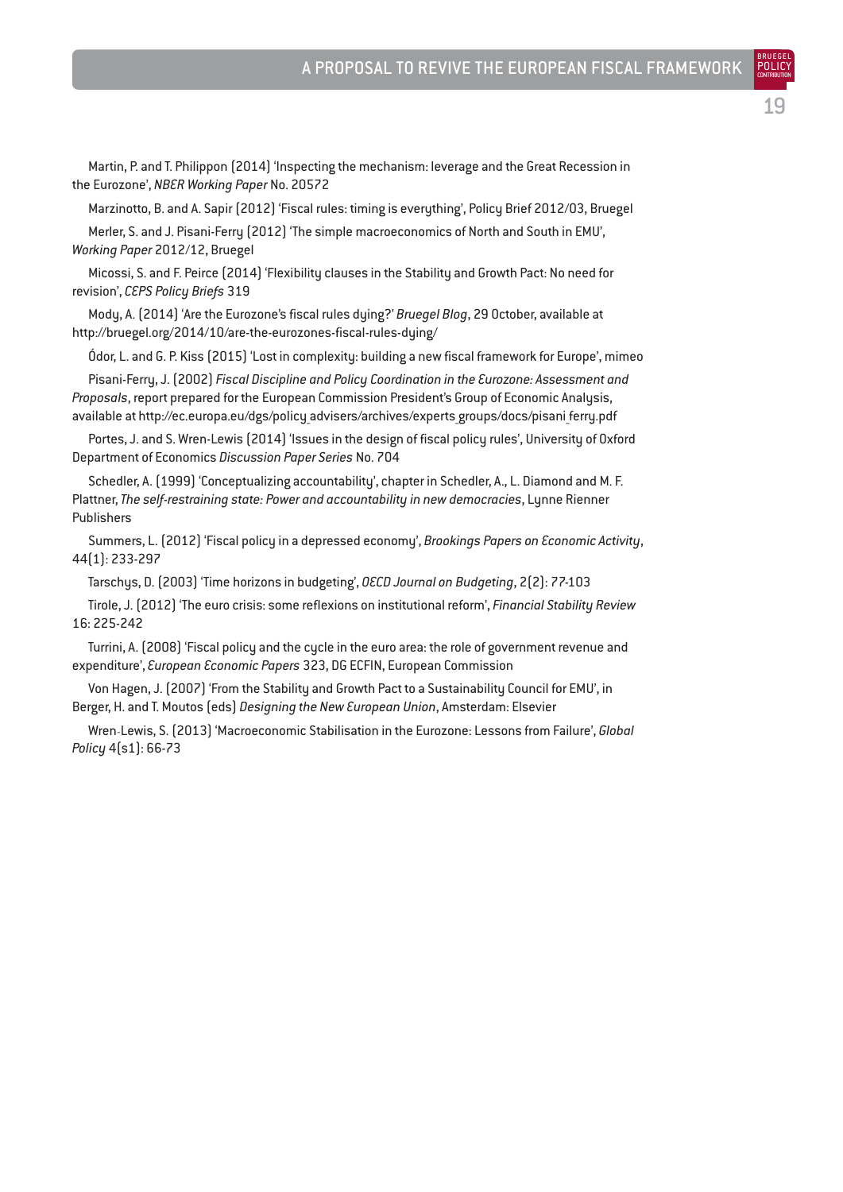Martin, P. and T. Philippon (2014) 'Inspecting the mechanism: leverage and the Great Recession in the Eurozone', *NBER Working Paper* No. 20572

Marzinotto, B. and A. Sapir (2012) 'Fiscal rules: timing is everything', Policy Brief 2012/03, Bruegel

Merler, S. and J. Pisani-Ferry (2012) 'The simple macroeconomics of North and South in EMU', *Working Paper* 2012/12, Bruegel

Micossi, S. and F. Peirce (2014) 'Flexibility clauses in the Stability and Growth Pact: No need for revision', *CEPS Policy Briefs* 319

Mody, A. (2014) 'Are the Eurozone's fiscal rules dying?' *Bruegel Blog*, 29 October, available at http://bruegel.org/2014/10/are-the-eurozones-fiscal-rules-dying/

Ódor, L. and G. P. Kiss (2015) 'Lost in complexity: building a new fiscal framework for Europe', mimeo

Pisani-Ferry, J. (2002) *Fiscal Discipline and Policy Coordination in the Eurozone: Assessment and Proposals*, report prepared for the European Commission President's Group of Economic Analysis, available at http://ec.europa.eu/dgs/policy_advisers/archives/experts_groups/docs/pisani_ferry.pdf

Portes, J. and S. Wren-Lewis (2014) 'Issues in the design of fiscal policy rules', University of Oxford Department of Economics *Discussion Paper Series* No. 704

Schedler, A. (1999) 'Conceptualizing accountability', chapter in Schedler, A., L. Diamond and M. F. Plattner, *The self-restraining state: Power and accountability in new democracies*, Lynne Rienner Publishers

Summers, L. (2012) 'Fiscal policy in a depressed economy', *Brookings Papers on Economic Activity*, 44(1): 233-297

Tarschys, D. (2003) 'Time horizons in budgeting', *OECD Journal on Budgeting*, 2(2): 77-103

Tirole, J. (2012) 'The euro crisis: some reflexions on institutional reform', *Financial Stability Review* 16: 225-242

Turrini, A. (2008) 'Fiscal policy and the cycle in the euro area: the role of government revenue and expenditure', *European Economic Papers* 323, DG ECFIN, European Commission

Von Hagen, J. (2007) 'From the Stability and Growth Pact to a Sustainability Council for EMU', in Berger, H. and T. Moutos (eds) *Designing the New European Union*, Amsterdam: Elsevier

Wren-Lewis, S. (2013) 'Macroeconomic Stabilisation in the Eurozone: Lessons from Failure', *Global Policy* 4(s1): 66-73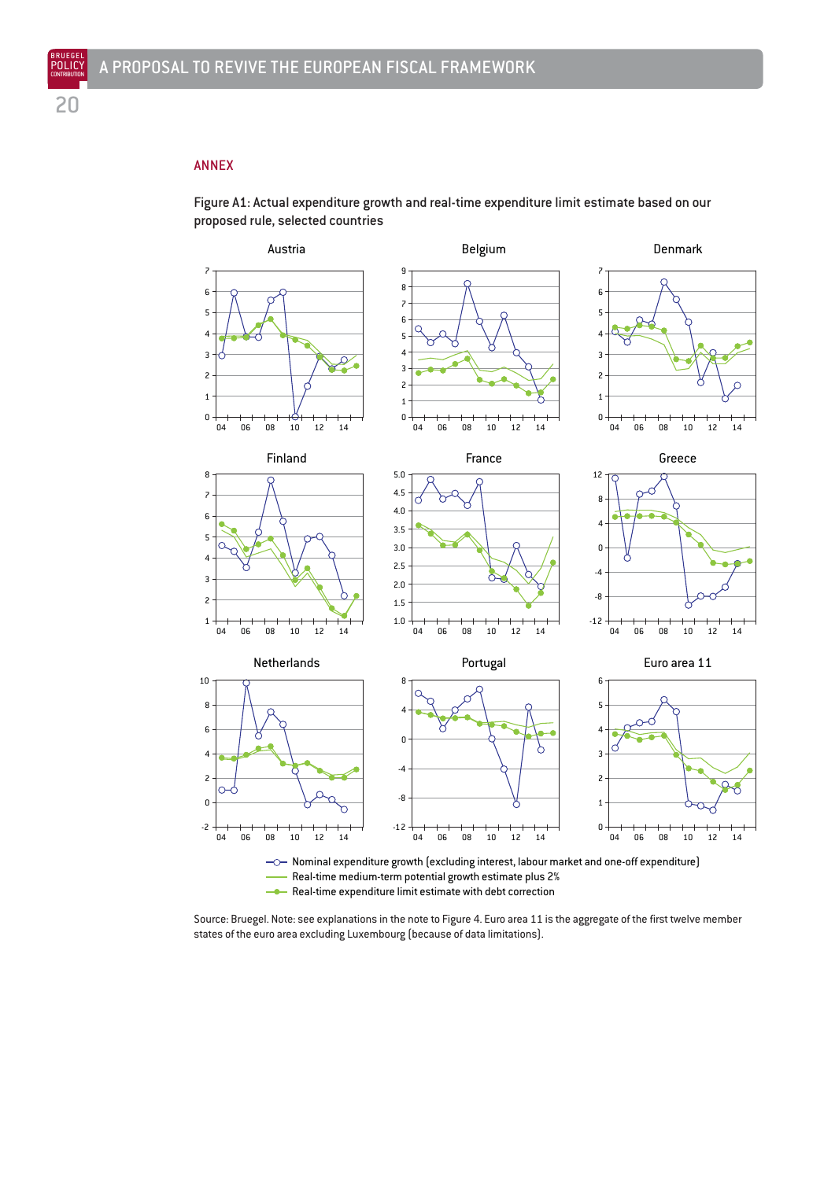## ANNEX

Figure A1: Actual expenditure growth and real-time expenditure limit estimate based on our proposed rule, selected countries

Austria

7
6
5
4
3
2
1
0
04 06 08 10 12 14

Belgium

9
8
7
6
5
4
3
2
1
0
04 06 08 10 12 14

Denmark

7
6
5
4
3
2
1
0
04 06 08 10 12 14

Finland

8
7
6
5
4
3
2
1
04 06 08 10 12 14

France

5.0
4.5
4.0
3.5
3.0
2.5
2.0
1.5
1.0
04 06 08 10 12 14

Greece

12
8
4
0
-4
-8
-12
04 06 08 10 12 14

Netherlands

10
8
6
4
2
0
-2
04 06 08 10 12 14

Portugal

8
4
0
-4
-8
-12
04 06 08 10 12 14

Euro area 11

6
5
4
3
2
1
0
04 06 08 10 12 14

Nominal expenditure growth (excluding interest, labour market and one-off expenditure)
Real-time medium-term potential growth estimate plus 2%
Real-time expenditure limit estimate with debt correction

Source: Bruegel. Note: see explanations in the note to Figure 4. Euro area 11 is the aggregate of the first twelve member states of the euro area excluding Luxembourg (because of data limitations).